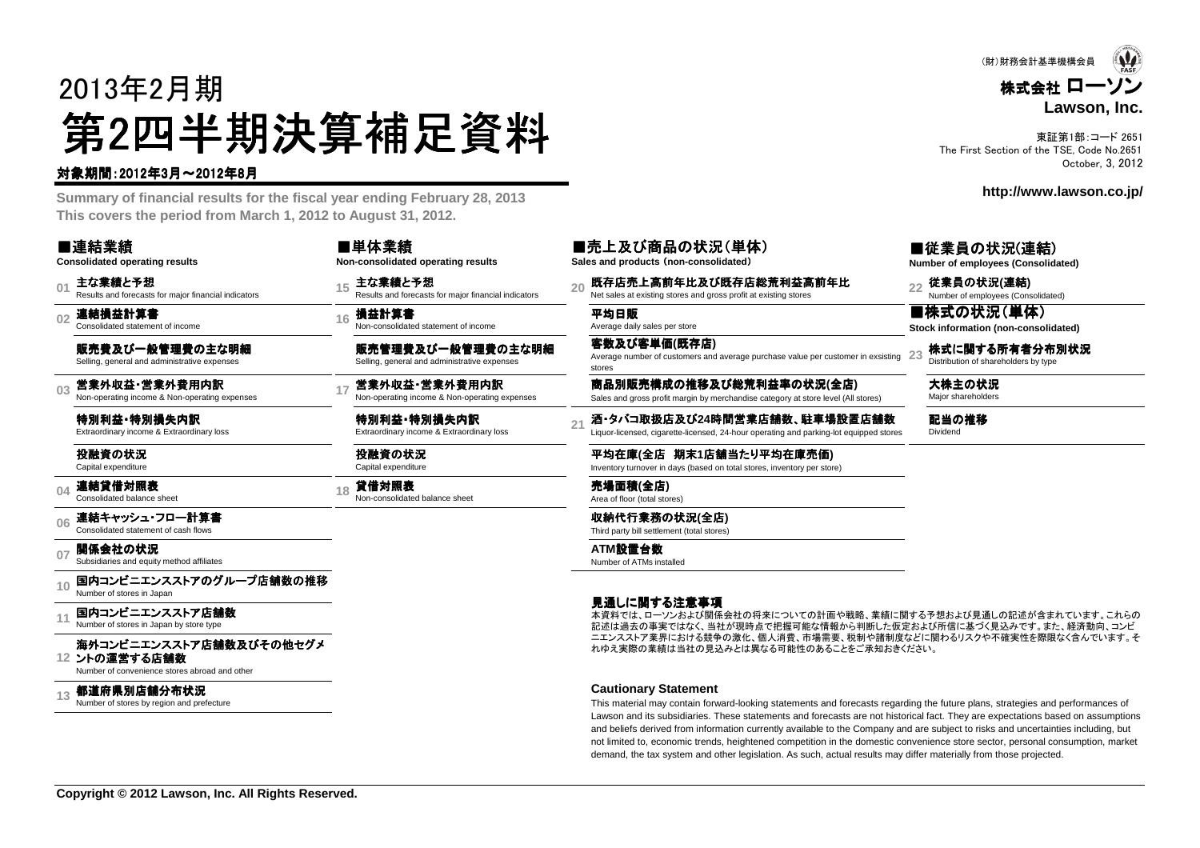(財)財務会計基準機構会員

**株式会社 ローソン**
**Lawson, Inc.**

東証第1部:コード 2651
The First Section of the TSE, Code No.2651
October, 3, 2012

http://www.lawson.co.jp/

# 2013年2月期
# 第2四半期決算補足資料

**対象期間:2012年3月～2012年8月**

**Summary of financial results for the fiscal year ending February 28, 2013**
**This covers the period from March 1, 2012 to August 31, 2012.**

## ■連結業績
**Consolidated operating results**

- 01 **主な業績と予想** Results and forecasts for major financial indicators
- 02 **連結損益計算書** Consolidated statement of income
  - **販売費及び一般管理費の主な明細** Selling, general and administrative expenses
- 03 **営業外収益・営業外費用内訳** Non-operating income & Non-operating expenses
  - **特別利益・特別損失内訳** Extraordinary income & Extraordinary loss
  - **投融資の状況** Capital expenditure
- 04 **連結貸借対照表** Consolidated balance sheet
- 06 **連結キャッシュ・フロー計算書** Consolidated statement of cash flows
- 07 **関係会社の状況** Subsidiaries and equity method affiliates
- 10 **国内コンビニエンスストアのグループ店舗数の推移** Number of stores in Japan
- 11 **国内コンビニエンスストア店舗数** Number of stores in Japan by store type
- 12 **海外コンビニエンスストア店舗数及びその他セグメントの運営する店舗数** Number of convenience stores abroad and other
- 13 **都道府県別店舗分布状況** Number of stores by region and prefecture

## ■単体業績
**Non-consolidated operating results**

- 15 **主な業績と予想** Results and forecasts for major financial indicators
- 16 **損益計算書** Non-consolidated statement of income
  - **販売管理費及び一般管理費の主な明細** Selling, general and administrative expenses
- 17 **営業外収益・営業外費用内訳** Non-operating income & Non-operating expenses
  - **特別利益・特別損失内訳** Extraordinary income & Extraordinary loss
  - **投融資の状況** Capital expenditure
- 18 **貸借対照表** Non-consolidated balance sheet

## ■売上及び商品の状況（単体）
**Sales and products (non-consolidated)**

- 20 **既存店売上高前年比及び既存店総荒利益高前年比** Net sales at existing stores and gross profit at existing stores
  - **平均日販** Average daily sales per store
  - **客数及び客単価(既存店)** Average number of customers and average purchase value per customer in exsisting stores
  - **商品別販売構成の推移及び総荒利益率の状況(全店)** Sales and gross profit margin by merchandise category at store level (All stores)
- 21 **酒・タバコ取扱店及び24時間営業店舗数、駐車場設置店舗数** Liquor-licensed, cigarette-licensed, 24-hour operating and parking-lot equipped stores
  - **平均在庫(全店　期末1店舗当たり平均在庫売価)** Inventory turnover in days (based on total stores, inventory per store)
  - **売場面積(全店)** Area of floor (total stores)
  - **収納代行業務の状況(全店)** Third party bill settlement (total stores)
  - **ATM設置台数** Number of ATMs installed

## ■従業員の状況(連結)
**Number of employees (Consolidated)**

- 22 **従業員の状況(連結)** Number of employees (Consolidated)

## ■株式の状況（単体）
**Stock information (non-consolidated)**

- 23 **株式に関する所有者分布別状況** Distribution of shareholders by type
  - **大株主の状況** Major shareholders
  - **配当の推移** Dividend

### 見通しに関する注意事項

本資料では、ローソンおよび関係会社の将来についての計画や戦略、業績に関する予想および見通しの記述が含まれています。これらの記述は過去の事実ではなく、当社が現時点で把握可能な情報から判断した仮定および所信に基づく見込みです。また、経済動向、コンビニエンスストア業界における競争の激化、個人消費、市場需要、税制や諸制度などに関わるリスクや不確実性を際限なく含んでいます。それゆえ実際の業績は当社の見込みとは異なる可能性のあることをご承知おきください。

### Cautionary Statement

This material may contain forward-looking statements and forecasts regarding the future plans, strategies and performances of Lawson and its subsidiaries. These statements and forecasts are not historical fact. They are expectations based on assumptions and beliefs derived from information currently available to the Company and are subject to risks and uncertainties including, but not limited to, economic trends, heightened competition in the domestic convenience store sector, personal consumption, market demand, the tax system and other legislation. As such, actual results may differ materially from those projected.

**Copyright © 2012 Lawson, Inc. All Rights Reserved.**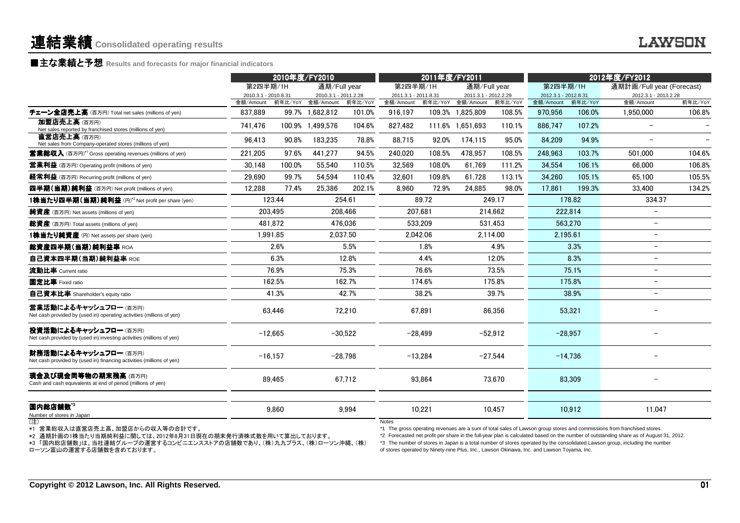# 連結業績 Consolidated operating results

## ■主な業績と予想 Results and forecasts for major financial indicators

| | 2010年度/FY2010 | | | | 2011年度/FY2011 | | | | 2012年度/FY2012 | | | |
|---|---|---|---|---|---|---|---|---|---|---|---|---|
| | 第2四半期/1H | | 通期/Full year | | 第2四半期/1H | | 通期/Full year | | 第2四半期/1H | | 通期計画/Full year (Forecast) | |
| | 2010.3.1 - 2010.8.31 | | 2010.3.1 - 2011.2.28 | | 2011.3.1 - 2011.8.31 | | 2011.3.1 - 2012.2.29 | | 2012.3.1 - 2012.8.31 | | 2012.3.1 - 2013.2.28 | |
| | 金額/Amount | 前年比/YoY | 金額/Amount | 前年比/YoY | 金額/Amount | 前年比/YoY | 金額/Amount | 前年比/YoY | 金額/Amount | 前年比/YoY | 金額/Amount | 前年比/YoY |
| **チェーン全店売上高** (百万円) Total net sales (millions of yen) | 837,889 | 99.7% | 1,682,812 | 101.0% | 916,197 | 109.3% | 1,825,809 | 108.5% | 970,956 | 106.0% | 1,950,000 | 106.8% |
| **加盟店売上高** (百万円) Net sales reported by franchised stores (millions of yen) | 741,476 | 100.9% | 1,499,576 | 104.6% | 827,482 | 111.6% | 1,651,693 | 110.1% | 886,747 | 107.2% | − | − |
| **直営店売上高** (百万円) Net sales from Company-operated stores (millions of yen) | 96,413 | 90.8% | 183,235 | 78.8% | 88,715 | 92.0% | 174,115 | 95.0% | 84,209 | 94.9% | − | − |
| **営業総収入** (百万円)*1 Gross operating revenues (millions of yen) | 221,205 | 97.6% | 441,277 | 94.5% | 240,020 | 108.5% | 478,957 | 108.5% | 248,963 | 103.7% | 501,000 | 104.6% |
| **営業利益** (百万円) Operating profit (millions of yen) | 30,148 | 100.0% | 55,540 | 110.5% | 32,569 | 108.0% | 61,769 | 111.2% | 34,554 | 106.1% | 66,000 | 106.8% |
| **経常利益** (百万円) Recurring profit (millions of yen) | 29,690 | 99.7% | 54,594 | 110.4% | 32,601 | 109.8% | 61,728 | 113.1% | 34,260 | 105.1% | 65,100 | 105.5% |
| **四半期(当期)純利益** (百万円) Net profit (millions of yen) | 12,288 | 77.4% | 25,386 | 202.1% | 8,960 | 72.9% | 24,885 | 98.0% | 17,861 | 199.3% | 33,400 | 134.2% |
| **1株当たり四半期(当期)純利益** (円)*2 Net profit per share (yen) | 123.44 | | 254.61 | | 89.72 | | 249.17 | | 178.82 | | 334.37 | |
| **純資産** (百万円) Net assets (millions of yen) | 203,495 | | 208,466 | | 207,681 | | 214,662 | | 222,814 | | − | |
| **総資産** (百万円) Total assets (millions of yen) | 481,872 | | 476,036 | | 533,209 | | 531,453 | | 563,270 | | − | |
| **1株当たり純資産** (円) Net assets per share (yen) | 1,991.85 | | 2,037.50 | | 2,042.06 | | 2,114.00 | | 2,195.61 | | − | |
| **総資産四半期(当期)純利益率** ROA | 2.6% | | 5.5% | | 1.8% | | 4.9% | | 3.3% | | − | |
| **自己資本四半期(当期)純利益率** ROE | 6.3% | | 12.8% | | 4.4% | | 12.0% | | 8.3% | | − | |
| **流動比率** Current ratio | 76.9% | | 75.3% | | 76.6% | | 73.5% | | 75.1% | | − | |
| **固定比率** Fixed ratio | 162.5% | | 162.7% | | 174.6% | | 175.8% | | 175.8% | | − | |
| **自己資本比率** Shareholder's equity ratio | 41.3% | | 42.7% | | 38.2% | | 39.7% | | 38.9% | | − | |
| **営業活動によるキャッシュフロー** (百万円) Net cash provided by (used in) operating activities (millions of yen) | 63,446 | | 72,210 | | 67,891 | | 86,356 | | 53,321 | | − | |
| **投資活動によるキャッシュフロー** (百万円) Net cash provided by (used in) investing activities (millions of yen) | −12,665 | | −30,522 | | −28,499 | | −52,912 | | −28,957 | | − | |
| **財務活動によるキャッシュフロー** (百万円) Net cash provided by (used in) financing activities (millions of yen) | −16,157 | | −28,798 | | −13,284 | | −27,544 | | −14,736 | | − | |
| **現金及び現金同等物の期末残高** (百万円) Cash and cash equivalents at end of period (millions of yen) | 89,465 | | 67,712 | | 93,864 | | 73,670 | | 83,309 | | − | |
| **国内総店舗数**\*3 Number of stores in Japan | 9,860 | | 9,994 | | 10,221 | | 10,457 | | 10,912 | | 11,047 | |

(注)
*1 営業総収入は直営店売上高、加盟店からの収入等の合計です。
*2 通期計画の1株当たり当期純利益に関しては、2012年8月31日現在の期末発行済株式数を用いて算出しております。
*3 「国内総店舗数」は、当社連結グループの運営するコンビニエンスストアの店舗数であり、(株)九九プラス、(株)ローソン沖縄、(株)ローソン富山の運営する店舗数を含めております。

Notes
*1 The gross operating revenues are a sum of total sales of Lawson group stores and commissions from franchised stores.
*2 Forecasted net profit per share in the full-year plan is calculated based on the number of outstanding share as of August 31, 2012.
*3 The number of stores in Japan is a total number of stores operated by the consolidated Lawson group, including the number of stores operated by Ninety-nine Plus, Inc., Lawson Okinawa, Inc. and Lawson Toyama, Inc.

Copyright © 2012 Lawson, Inc. All Rights Reserved.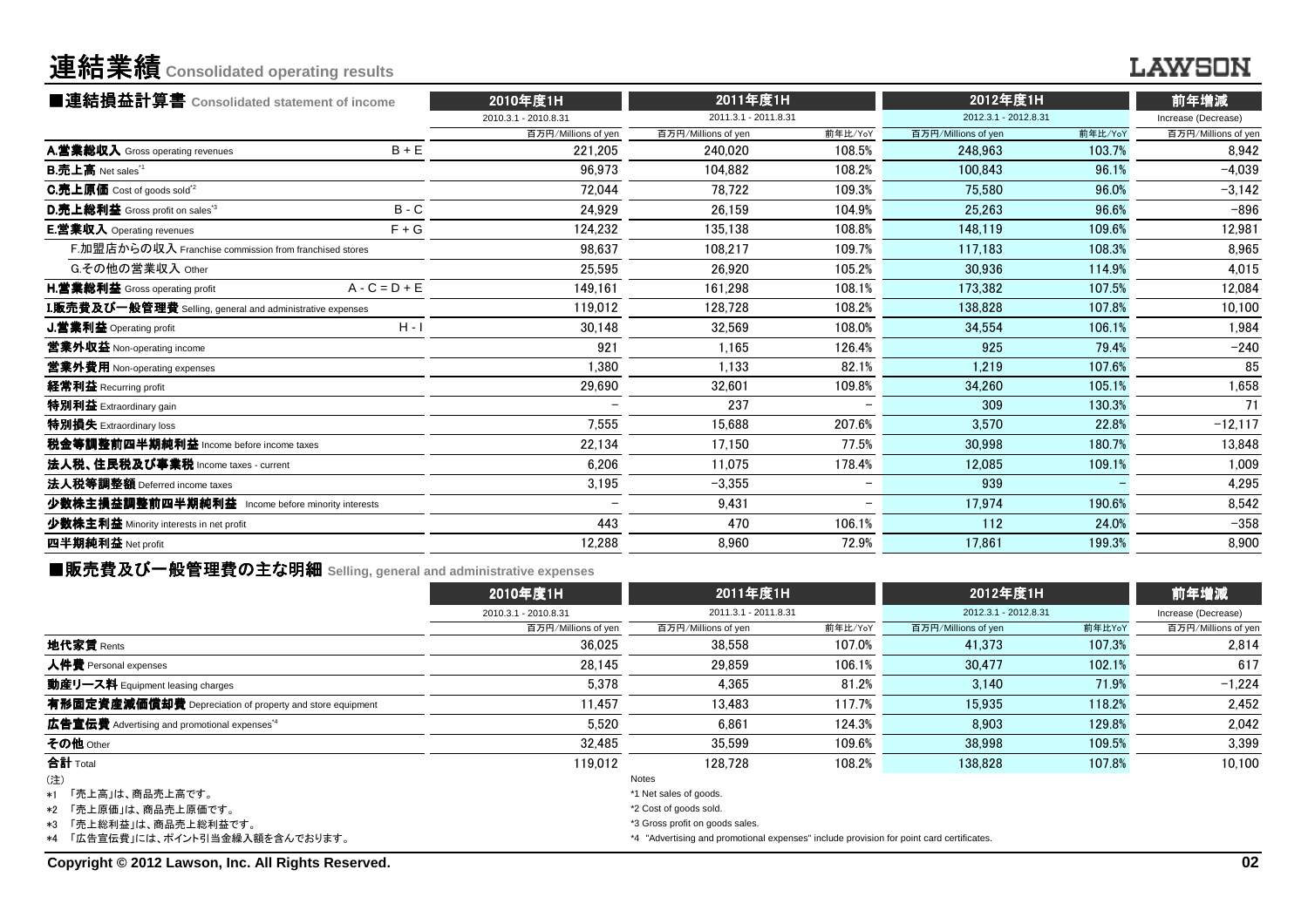# 連結業績 Consolidated operating results

LAWSON

## ■連結損益計算書 Consolidated statement of income

| | | 2010年度1H | 2011年度1H | | 2012年度1H | | 前年増減 |
|---|---|---|---|---|---|---|---|
| | | 2010.3.1 - 2010.8.31 | 2011.3.1 - 2011.8.31 | | 2012.3.1 - 2012.8.31 | | Increase (Decrease) |
| | | 百万円/Millions of yen | 百万円/Millions of yen | 前年比/YoY | 百万円/Millions of yen | 前年比/YoY | 百万円/Millions of yen |
| **A.営業総収入** Gross operating revenues | B + E | 221,205 | 240,020 | 108.5% | 248,963 | 103.7% | 8,942 |
| **B.売上高** Net sales[*1] | | 96,973 | 104,882 | 108.2% | 100,843 | 96.1% | −4,039 |
| **C.売上原価** Cost of goods sold[*2] | | 72,044 | 78,722 | 109.3% | 75,580 | 96.0% | −3,142 |
| **D.売上総利益** Gross profit on sales[*3] | B - C | 24,929 | 26,159 | 104.9% | 25,263 | 96.6% | −896 |
| **E.営業収入** Operating revenues | F + G | 124,232 | 135,138 | 108.8% | 148,119 | 109.6% | 12,981 |
| F.加盟店からの収入 Franchise commission from franchised stores | | 98,637 | 108,217 | 109.7% | 117,183 | 108.3% | 8,965 |
| G.その他の営業収入 Other | | 25,595 | 26,920 | 105.2% | 30,936 | 114.9% | 4,015 |
| **H.営業総利益** Gross operating profit | A - C = D + E | 149,161 | 161,298 | 108.1% | 173,382 | 107.5% | 12,084 |
| **I.販売費及び一般管理費** Selling, general and administrative expenses | | 119,012 | 128,728 | 108.2% | 138,828 | 107.8% | 10,100 |
| **J.営業利益** Operating profit | H - I | 30,148 | 32,569 | 108.0% | 34,554 | 106.1% | 1,984 |
| **営業外収益** Non-operating income | | 921 | 1,165 | 126.4% | 925 | 79.4% | −240 |
| **営業外費用** Non-operating expenses | | 1,380 | 1,133 | 82.1% | 1,219 | 107.6% | 85 |
| **経常利益** Recurring profit | | 29,690 | 32,601 | 109.8% | 34,260 | 105.1% | 1,658 |
| **特別利益** Extraordinary gain | | − | 237 | − | 309 | 130.3% | 71 |
| **特別損失** Extraordinary loss | | 7,555 | 15,688 | 207.6% | 3,570 | 22.8% | −12,117 |
| **税金等調整前四半期純利益** Income before income taxes | | 22,134 | 17,150 | 77.5% | 30,998 | 180.7% | 13,848 |
| **法人税、住民税及び事業税** Income taxes - current | | 6,206 | 11,075 | 178.4% | 12,085 | 109.1% | 1,009 |
| **法人税等調整額** Deferred income taxes | | 3,195 | −3,355 | − | 939 | − | 4,295 |
| **少数株主損益調整前四半期純利益** Income before minority interests | | − | 9,431 | − | 17,974 | 190.6% | 8,542 |
| **少数株主利益** Minority interests in net profit | | 443 | 470 | 106.1% | 112 | 24.0% | −358 |
| **四半期純利益** Net profit | | 12,288 | 8,960 | 72.9% | 17,861 | 199.3% | 8,900 |

## ■販売費及び一般管理費の主な明細 Selling, general and administrative expenses

| | 2010年度1H | 2011年度1H | | 2012年度1H | | 前年増減 |
|---|---|---|---|---|---|---|
| | 2010.3.1 - 2010.8.31 | 2011.3.1 - 2011.8.31 | | 2012.3.1 - 2012.8.31 | | Increase (Decrease) |
| | 百万円/Millions of yen | 百万円/Millions of yen | 前年比/YoY | 百万円/Millions of yen | 前年比YoY | 百万円/Millions of yen |
| **地代家賃** Rents | 36,025 | 38,558 | 107.0% | 41,373 | 107.3% | 2,814 |
| **人件費** Personal expenses | 28,145 | 29,859 | 106.1% | 30,477 | 102.1% | 617 |
| **動産リース料** Equipment leasing charges | 5,378 | 4,365 | 81.2% | 3,140 | 71.9% | −1,224 |
| **有形固定資産減価償却費** Depreciation of property and store equipment | 11,457 | 13,483 | 117.7% | 15,935 | 118.2% | 2,452 |
| **広告宣伝費** Advertising and promotional expenses[*4] | 5,520 | 6,861 | 124.3% | 8,903 | 129.8% | 2,042 |
| **その他** Other | 32,485 | 35,599 | 109.6% | 38,998 | 109.5% | 3,399 |
| **合計** Total | 119,012 | 128,728 | 108.2% | 138,828 | 107.8% | 10,100 |

(注)
*1 「売上高」は、商品売上高です。
*2 「売上原価」は、商品売上原価です。
*3 「売上総利益」は、商品売上総利益です。
*4 「広告宣伝費」には、ポイント引当金繰入額を含んでおります。

Notes
*1 Net sales of goods.
*2 Cost of goods sold.
*3 Gross profit on goods sales.
*4 "Advertising and promotional expenses" include provision for point card certificates.

Copyright © 2012 Lawson, Inc. All Rights Reserved.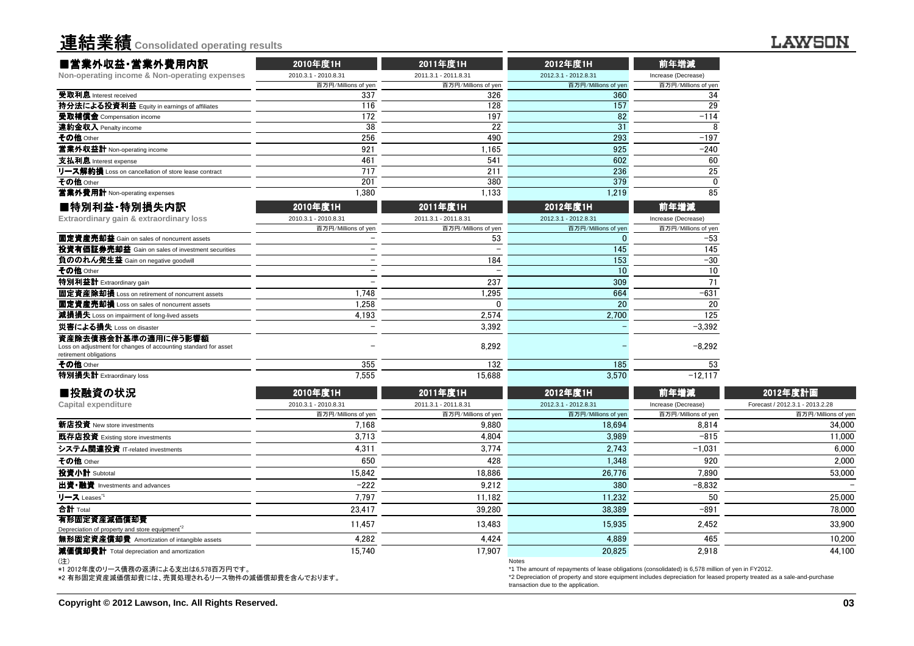# 連結業績 Consolidated operating results

## ■営業外収益・営業外費用内訳
**Non-operating income & Non-operating expenses**

| | 2010年度1H | 2011年度1H | 2012年度1H | 前年増減 |
|---|---|---|---|---|
| | 2010.3.1 - 2010.8.31 | 2011.3.1 - 2011.8.31 | 2012.3.1 - 2012.8.31 | Increase (Decrease) |
| | 百万円/Millions of yen | 百万円/Millions of yen | 百万円/Millions of yen | 百万円/Millions of yen |
| **受取利息** Interest received | 337 | 326 | 360 | 34 |
| **持分法による投資利益** Equity in earnings of affiliates | 116 | 128 | 157 | 29 |
| **受取補償金** Compensation income | 172 | 197 | 82 | −114 |
| **違約金収入** Penalty income | 38 | 22 | 31 | 8 |
| **その他** Other | 256 | 490 | 293 | −197 |
| **営業外収益計** Non-operating income | 921 | 1,165 | 925 | −240 |
| **支払利息** Interest expense | 461 | 541 | 602 | 60 |
| **リース解約損** Loss on cancellation of store lease contract | 717 | 211 | 236 | 25 |
| **その他** Other | 201 | 380 | 379 | 0 |
| **営業外費用計** Non-operating expenses | 1,380 | 1,133 | 1,219 | 85 |

## ■特別利益・特別損失内訳
**Extraordinary gain & extraordinary loss**

| | 2010年度1H | 2011年度1H | 2012年度1H | 前年増減 |
|---|---|---|---|---|
| | 2010.3.1 - 2010.8.31 | 2011.3.1 - 2011.8.31 | 2012.3.1 - 2012.8.31 | Increase (Decrease) |
| | 百万円/Millions of yen | 百万円/Millions of yen | 百万円/Millions of yen | 百万円/Millions of yen |
| **固定資産売却益** Gain on sales of noncurrent assets | − | 53 | 0 | −53 |
| **投資有価証券売却益** Gain on sales of investment securities | − | − | 145 | 145 |
| **負ののれん発生益** Gain on negative goodwill | − | 184 | 153 | −30 |
| **その他** Other | − | − | 10 | 10 |
| **特別利益計** Extraordinary gain | − | 237 | 309 | 71 |
| **固定資産除却損** Loss on retirement of noncurrent assets | 1,748 | 1,295 | 664 | −631 |
| **固定資産売却損** Loss on sales of noncurrent assets | 1,258 | 0 | 20 | 20 |
| **減損損失** Loss on impairment of long-lived assets | 4,193 | 2,574 | 2,700 | 125 |
| **災害による損失** Loss on disaster | − | 3,392 | − | −3,392 |
| **資産除去債務会計基準の適用に伴う影響額** Loss on adjustment for changes of accounting standard for asset retirement obligations | − | 8,292 | − | −8,292 |
| **その他** Other | 355 | 132 | 185 | 53 |
| **特別損失計** Extraordinary loss | 7,555 | 15,688 | 3,570 | −12,117 |

## ■投融資の状況
**Capital expenditure**

| | 2010年度1H | 2011年度1H | 2012年度1H | 前年増減 | 2012年度計画 |
|---|---|---|---|---|---|
| | 2010.3.1 - 2010.8.31 | 2011.3.1 - 2011.8.31 | 2012.3.1 - 2012.8.31 | Increase (Decrease) | Forecast / 2012.3.1 - 2013.2.28 |
| | 百万円/Millions of yen | 百万円/Millions of yen | 百万円/Millions of yen | 百万円/Millions of yen | 百万円/Millions of yen |
| **新店投資** New store investments | 7,168 | 9,880 | 18,694 | 8,814 | 34,000 |
| **既存店投資** Existing store investments | 3,713 | 4,804 | 3,989 | −815 | 11,000 |
| **システム関連投資** IT-related investments | 4,311 | 3,774 | 2,743 | −1,031 | 6,000 |
| **その他** Other | 650 | 428 | 1,348 | 920 | 2,000 |
| **投資小計** Subtotal | 15,842 | 18,886 | 26,776 | 7,890 | 53,000 |
| **出資・融資** Investments and advances | −222 | 9,212 | 380 | −8,832 | − |
| **リース** Leases[*1] | 7,797 | 11,182 | 11,232 | 50 | 25,000 |
| **合計** Total | 23,417 | 39,280 | 38,389 | −891 | 78,000 |
| **有形固定資産減価償却費** Depreciation of property and store equipment[*2] | 11,457 | 13,483 | 15,935 | 2,452 | 33,900 |
| **無形固定資産償却費** Amortization of intangible assets | 4,282 | 4,424 | 4,889 | 465 | 10,200 |
| **減価償却費計** Total depreciation and amortization | 15,740 | 17,907 | 20,825 | 2,918 | 44,100 |

(注)
*1 2012年度のリース債務の返済による支出は6,578百万円です。
*2 有形固定資産減価償却費には、売買処理されるリース物件の減価償却費を含んでおります。

Notes
*1 The amount of repayments of lease obligations (consolidated) is 6,578 million of yen in FY2012.
*2 Depreciation of property and store equipment includes depreciation for leased property treated as a sale-and-purchase transaction due to the application.

Copyright © 2012 Lawson, Inc. All Rights Reserved.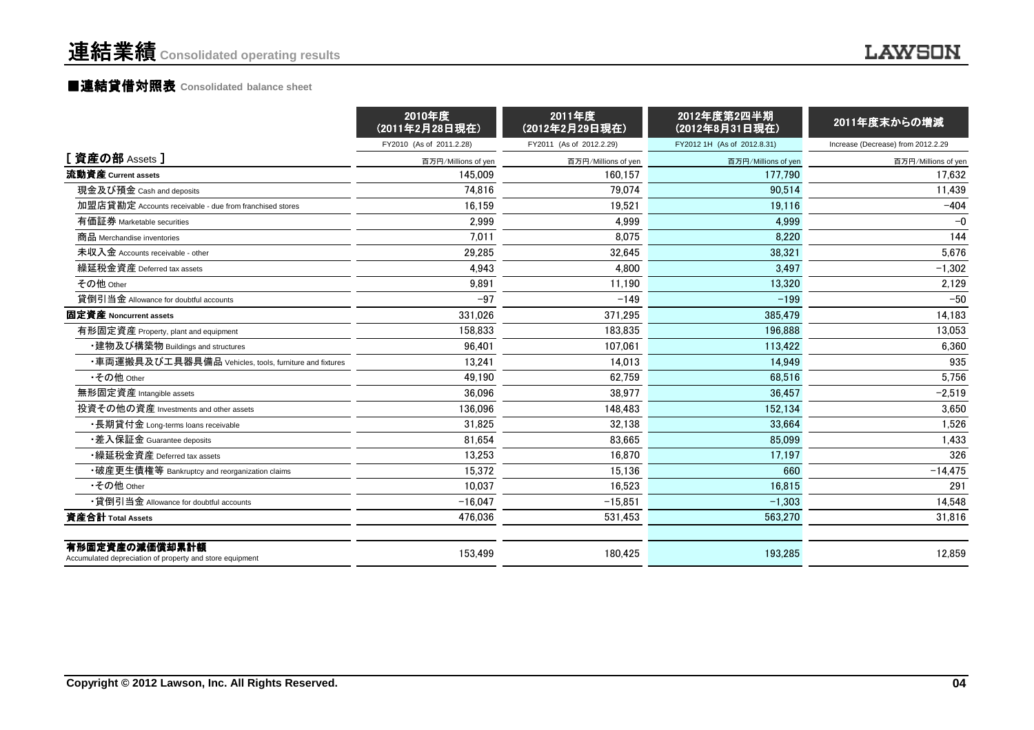# 連結業績 Consolidated operating results

## ■連結貸借対照表 Consolidated balance sheet

| | 2010年度 (2011年2月28日現在) | 2011年度 (2012年2月29日現在) | 2012年度第2四半期 (2012年8月31日現在) | 2011年度末からの増減 |
|---|---|---|---|---|
| | FY2010 (As of 2011.2.28) | FY2011 (As of 2012.2.29) | FY2012 1H (As of 2012.8.31) | Increase (Decrease) from 2012.2.29 |
| **[ 資産の部 Assets ]** | 百万円/Millions of yen | 百万円/Millions of yen | 百万円/Millions of yen | 百万円/Millions of yen |
| **流動資産 Current assets** | 145,009 | 160,157 | 177,790 | 17,632 |
| 現金及び預金 Cash and deposits | 74,816 | 79,074 | 90,514 | 11,439 |
| 加盟店貸勘定 Accounts receivable - due from franchised stores | 16,159 | 19,521 | 19,116 | -404 |
| 有価証券 Marketable securities | 2,999 | 4,999 | 4,999 | -0 |
| 商品 Merchandise inventories | 7,011 | 8,075 | 8,220 | 144 |
| 未収入金 Accounts receivable - other | 29,285 | 32,645 | 38,321 | 5,676 |
| 繰延税金資産 Deferred tax assets | 4,943 | 4,800 | 3,497 | -1,302 |
| その他 Other | 9,891 | 11,190 | 13,320 | 2,129 |
| 貸倒引当金 Allowance for doubtful accounts | -97 | -149 | -199 | -50 |
| **固定資産 Noncurrent assets** | 331,026 | 371,295 | 385,479 | 14,183 |
| 有形固定資産 Property, plant and equipment | 158,833 | 183,835 | 196,888 | 13,053 |
| ・建物及び構築物 Buildings and structures | 96,401 | 107,061 | 113,422 | 6,360 |
| ・車両運搬具及び工具器具備品 Vehicles, tools, furniture and fixtures | 13,241 | 14,013 | 14,949 | 935 |
| ・その他 Other | 49,190 | 62,759 | 68,516 | 5,756 |
| 無形固定資産 Intangible assets | 36,096 | 38,977 | 36,457 | -2,519 |
| 投資その他の資産 Investments and other assets | 136,096 | 148,483 | 152,134 | 3,650 |
| ・長期貸付金 Long-terms loans receivable | 31,825 | 32,138 | 33,664 | 1,526 |
| ・差入保証金 Guarantee deposits | 81,654 | 83,665 | 85,099 | 1,433 |
| ・繰延税金資産 Deferred tax assets | 13,253 | 16,870 | 17,197 | 326 |
| ・破産更生債権等 Bankruptcy and reorganization claims | 15,372 | 15,136 | 660 | -14,475 |
| ・その他 Other | 10,037 | 16,523 | 16,815 | 291 |
| ・貸倒引当金 Allowance for doubtful accounts | -16,047 | -15,851 | -1,303 | 14,548 |
| **資産合計 Total Assets** | 476,036 | 531,453 | 563,270 | 31,816 |
| **有形固定資産の減価償却累計額** Accumulated depreciation of property and store equipment | 153,499 | 180,425 | 193,285 | 12,859 |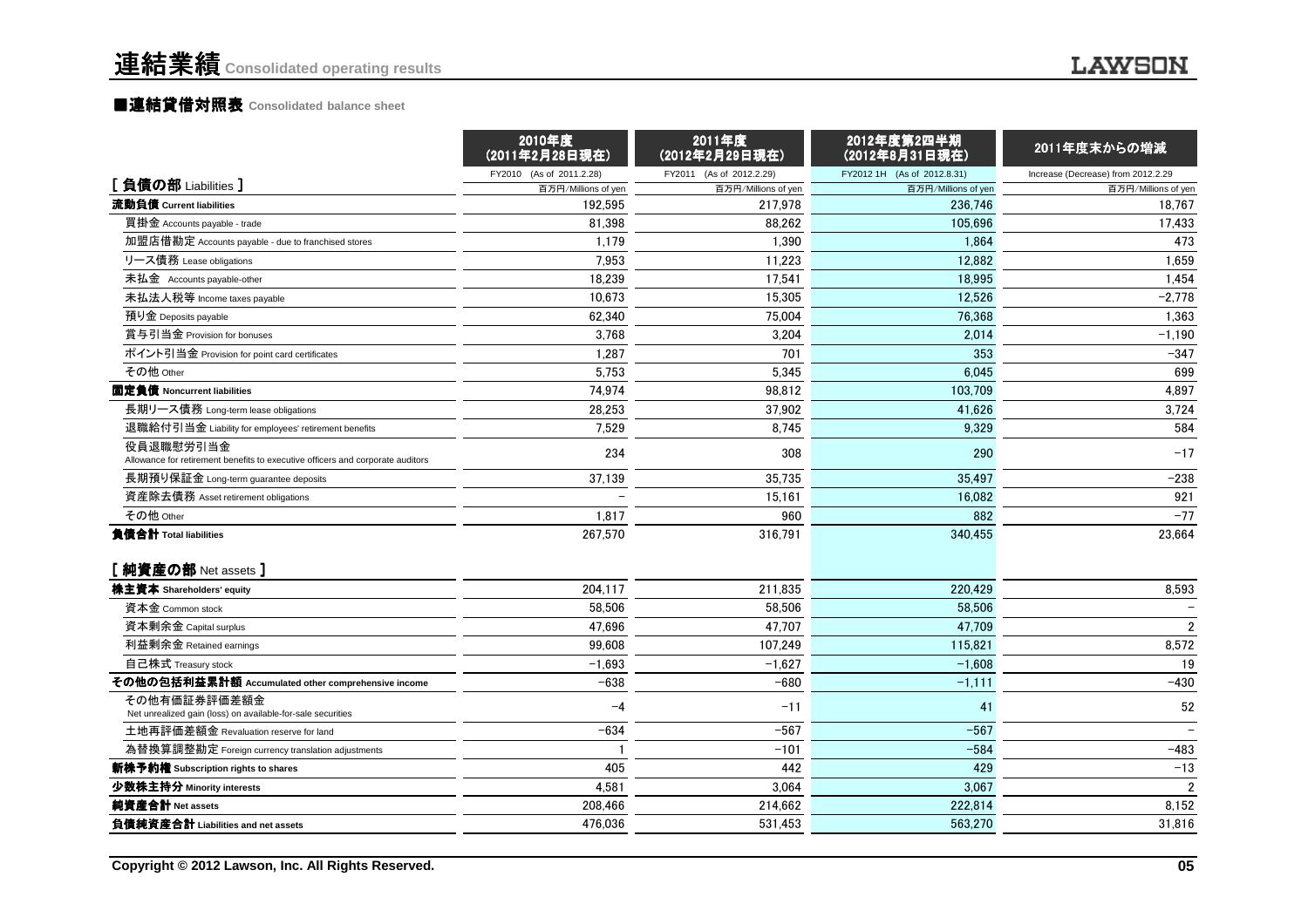# 連結業績 Consolidated operating results

## ■連結貸借対照表 Consolidated balance sheet

| | 2010年度 (2011年2月28日現在) | 2011年度 (2012年2月29日現在) | 2012年度第2四半期 (2012年8月31日現在) | 2011年度末からの増減 |
|---|---|---|---|---|
| | FY2010 (As of 2011.2.28) | FY2011 (As of 2012.2.29) | FY2012 1H (As of 2012.8.31) | Increase (Decrease) from 2012.2.29 |
| **[ 負債の部 Liabilities ]** | 百万円/Millions of yen | 百万円/Millions of yen | 百万円/Millions of yen | 百万円/Millions of yen |
| **流動負債 Current liabilities** | 192,595 | 217,978 | 236,746 | 18,767 |
| 買掛金 Accounts payable - trade | 81,398 | 88,262 | 105,696 | 17,433 |
| 加盟店借勘定 Accounts payable - due to franchised stores | 1,179 | 1,390 | 1,864 | 473 |
| リース債務 Lease obligations | 7,953 | 11,223 | 12,882 | 1,659 |
| 未払金 Accounts payable-other | 18,239 | 17,541 | 18,995 | 1,454 |
| 未払法人税等 Income taxes payable | 10,673 | 15,305 | 12,526 | −2,778 |
| 預り金 Deposits payable | 62,340 | 75,004 | 76,368 | 1,363 |
| 賞与引当金 Provision for bonuses | 3,768 | 3,204 | 2,014 | −1,190 |
| ポイント引当金 Provision for point card certificates | 1,287 | 701 | 353 | −347 |
| その他 Other | 5,753 | 5,345 | 6,045 | 699 |
| **固定負債 Noncurrent liabilities** | 74,974 | 98,812 | 103,709 | 4,897 |
| 長期リース債務 Long-term lease obligations | 28,253 | 37,902 | 41,626 | 3,724 |
| 退職給付引当金 Liability for employees' retirement benefits | 7,529 | 8,745 | 9,329 | 584 |
| 役員退職慰労引当金 Allowance for retirement benefits to executive officers and corporate auditors | 234 | 308 | 290 | −17 |
| 長期預り保証金 Long-term guarantee deposits | 37,139 | 35,735 | 35,497 | −238 |
| 資産除去債務 Asset retirement obligations | − | 15,161 | 16,082 | 921 |
| その他 Other | 1,817 | 960 | 882 | −77 |
| **負債合計 Total liabilities** | 267,570 | 316,791 | 340,455 | 23,664 |
| **[ 純資産の部 Net assets ]** | | | | |
| **株主資本 Shareholders' equity** | 204,117 | 211,835 | 220,429 | 8,593 |
| 資本金 Common stock | 58,506 | 58,506 | 58,506 | − |
| 資本剰余金 Capital surplus | 47,696 | 47,707 | 47,709 | 2 |
| 利益剰余金 Retained earnings | 99,608 | 107,249 | 115,821 | 8,572 |
| 自己株式 Treasury stock | −1,693 | −1,627 | −1,608 | 19 |
| **その他の包括利益累計額 Accumulated other comprehensive income** | −638 | −680 | −1,111 | −430 |
| その他有価証券評価差額金 Net unrealized gain (loss) on available-for-sale securities | −4 | −11 | 41 | 52 |
| 土地再評価差額金 Revaluation reserve for land | −634 | −567 | −567 | − |
| 為替換算調整勘定 Foreign currency translation adjustments | 1 | −101 | −584 | −483 |
| **新株予約権 Subscription rights to shares** | 405 | 442 | 429 | −13 |
| **少数株主持分 Minority interests** | 4,581 | 3,064 | 3,067 | 2 |
| **純資産合計 Net assets** | 208,466 | 214,662 | 222,814 | 8,152 |
| **負債純資産合計 Liabilities and net assets** | 476,036 | 531,453 | 563,270 | 31,816 |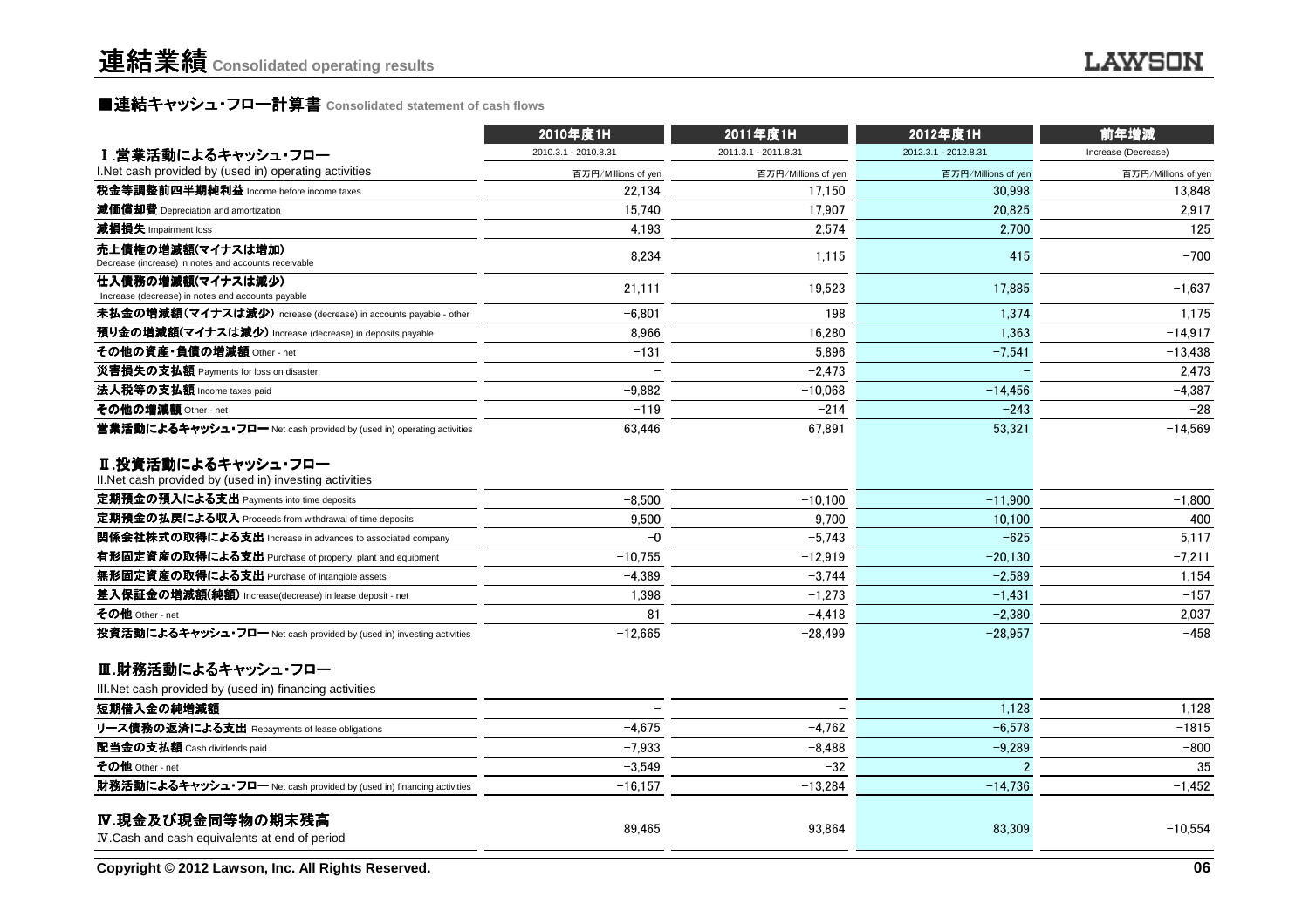# 連結業績 Consolidated operating results

## ■連結キャッシュ・フロー計算書 Consolidated statement of cash flows

| | 2010年度1H | 2011年度1H | 2012年度1H | 前年増減 |
|---|---|---|---|---|
| | 2010.3.1 - 2010.8.31 | 2011.3.1 - 2011.8.31 | 2012.3.1 - 2012.8.31 | Increase (Decrease) |
| **Ⅰ.営業活動によるキャッシュ・フロー** I.Net cash provided by (used in) operating activities | 百万円/Millions of yen | 百万円/Millions of yen | 百万円/Millions of yen | 百万円/Millions of yen |
| **税金等調整前四半期純利益** Income before income taxes | 22,134 | 17,150 | 30,998 | 13,848 |
| **減価償却費** Depreciation and amortization | 15,740 | 17,907 | 20,825 | 2,917 |
| **減損損失** Impairment loss | 4,193 | 2,574 | 2,700 | 125 |
| **売上債権の増減額(マイナスは増加)** Decrease (increase) in notes and accounts receivable | 8,234 | 1,115 | 415 | −700 |
| **仕入債務の増減額(マイナスは減少)** Increase (decrease) in notes and accounts payable | 21,111 | 19,523 | 17,885 | −1,637 |
| **未払金の増減額(マイナスは減少)** Increase (decrease) in accounts payable - other | −6,801 | 198 | 1,374 | 1,175 |
| **預り金の増減額(マイナスは減少)** Increase (decrease) in deposits payable | 8,966 | 16,280 | 1,363 | −14,917 |
| **その他の資産・負債の増減額** Other - net | −131 | 5,896 | −7,541 | −13,438 |
| **災害損失の支払額** Payments for loss on disaster | − | −2,473 | − | 2,473 |
| **法人税等の支払額** Income taxes paid | −9,882 | −10,068 | −14,456 | −4,387 |
| **その他の増減額** Other - net | −119 | −214 | −243 | −28 |
| **営業活動によるキャッシュ・フロー** Net cash provided by (used in) operating activities | 63,446 | 67,891 | 53,321 | −14,569 |
| **Ⅱ.投資活動によるキャッシュ・フロー** II.Net cash provided by (used in) investing activities | | | | |
| **定期預金の預入による支出** Payments into time deposits | −8,500 | −10,100 | −11,900 | −1,800 |
| **定期預金の払戻による収入** Proceeds from withdrawal of time deposits | 9,500 | 9,700 | 10,100 | 400 |
| **関係会社株式の取得による支出** Increase in advances to associated company | −0 | −5,743 | −625 | 5,117 |
| **有形固定資産の取得による支出** Purchase of property, plant and equipment | −10,755 | −12,919 | −20,130 | −7,211 |
| **無形固定資産の取得による支出** Purchase of intangible assets | −4,389 | −3,744 | −2,589 | 1,154 |
| **差入保証金の増減額(純額)** Increase(decrease) in lease deposit - net | 1,398 | −1,273 | −1,431 | −157 |
| **その他** Other - net | 81 | −4,418 | −2,380 | 2,037 |
| **投資活動によるキャッシュ・フロー** Net cash provided by (used in) investing activities | −12,665 | −28,499 | −28,957 | −458 |
| **Ⅲ.財務活動によるキャッシュ・フロー** III.Net cash provided by (used in) financing activities | | | | |
| **短期借入金の純増減額** | − | − | 1,128 | 1,128 |
| **リース債務の返済による支出** Repayments of lease obligations | −4,675 | −4,762 | −6,578 | −1815 |
| **配当金の支払額** Cash dividends paid | −7,933 | −8,488 | −9,289 | −800 |
| **その他** Other - net | −3,549 | −32 | 2 | 35 |
| **財務活動によるキャッシュ・フロー** Net cash provided by (used in) financing activities | −16,157 | −13,284 | −14,736 | −1,452 |
| **Ⅳ.現金及び現金同等物の期末残高** Ⅳ.Cash and cash equivalents at end of period | 89,465 | 93,864 | 83,309 | −10,554 |

Copyright © 2012 Lawson, Inc. All Rights Reserved.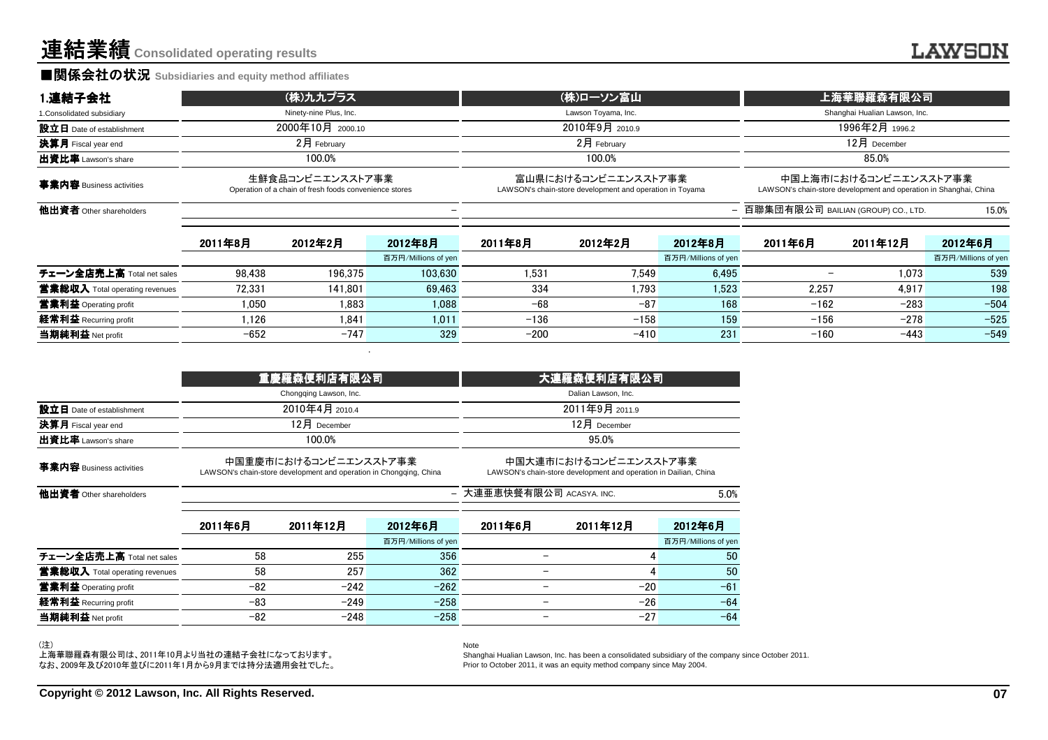# 連結業績 Consolidated operating results

## ■関係会社の状況 Subsidiaries and equity method affiliates

| 1.連結子会社 | (株)九九プラス | | | (株)ローソン富山 | | | 上海華聯羅森有限公司 | | |
|---|---|---|---|---|---|---|---|---|---|
| 1.Consolidated subsidiary | Ninety-nine Plus, Inc. | | | Lawson Toyama, Inc. | | | Shanghai Hualian Lawson, Inc. | | |
| 設立日 Date of establishment | 2000年10月 2000.10 | | | 2010年9月 2010.9 | | | 1996年2月 1996.2 | | |
| 決算月 Fiscal year end | 2月 February | | | 2月 February | | | 12月 December | | |
| 出資比率 Lawson's share | 100.0% | | | 100.0% | | | 85.0% | | |
| 事業内容 Business activities | 生鮮食品コンビニエンスストア事業 Operation of a chain of fresh foods convenience stores | | | 富山県におけるコンビニエンスストア事業 LAWSON's chain-store development and operation in Toyama | | | 中国上海市におけるコンビニエンスストア事業 LAWSON's chain-store development and operation in Shanghai, China | | |
| 他出資者 Other shareholders | − | | | − | | | 百聯集団有限公司 BAILIAN (GROUP) CO., LTD. 15.0% | | |
| | 2011年8月 | 2012年2月 | 2012年8月 百万円/Millions of yen | 2011年8月 | 2012年2月 | 2012年8月 百万円/Millions of yen | 2011年6月 | 2011年12月 | 2012年6月 百万円/Millions of yen |
| チェーン全店売上高 Total net sales | 98,438 | 196,375 | 103,630 | 1,531 | 7,549 | 6,495 | − | 1,073 | 539 |
| 営業総収入 Total operating revenues | 72,331 | 141,801 | 69,463 | 334 | 1,793 | 1,523 | 2,257 | 4,917 | 198 |
| 営業利益 Operating profit | 1,050 | 1,883 | 1,088 | −68 | −87 | 168 | −162 | −283 | −504 |
| 経常利益 Recurring profit | 1,126 | 1,841 | 1,011 | −136 | −158 | 159 | −156 | −278 | −525 |
| 当期純利益 Net profit | −652 | −747 | 329 | −200 | −410 | 231 | −160 | −443 | −549 |

| | 重慶羅森便利店有限公司 | | | 大連羅森便利店有限公司 | | |
|---|---|---|---|---|---|---|
| | Chongqing Lawson, Inc. | | | Dalian Lawson, Inc. | | |
| 設立日 Date of establishment | 2010年4月 2010.4 | | | 2011年9月 2011.9 | | |
| 決算月 Fiscal year end | 12月 December | | | 12月 December | | |
| 出資比率 Lawson's share | 100.0% | | | 95.0% | | |
| 事業内容 Business activities | 中国重慶市におけるコンビニエンスストア事業 LAWSON's chain-store development and operation in Chongqing, China | | | 中国大連市におけるコンビニエンスストア事業 LAWSON's chain-store development and operation in Dailian, China | | |
| 他出資者 Other shareholders | − | | | 大連亜恵快餐有限公司 ACASYA. INC. 5.0% | | |
| | 2011年6月 | 2011年12月 | 2012年6月 百万円/Millions of yen | 2011年6月 | 2011年12月 | 2012年6月 百万円/Millions of yen |
| チェーン全店売上高 Total net sales | 58 | 255 | 356 | − | 4 | 50 |
| 営業総収入 Total operating revenues | 58 | 257 | 362 | − | 4 | 50 |
| 営業利益 Operating profit | −82 | −242 | −262 | − | −20 | −61 |
| 経常利益 Recurring profit | −83 | −249 | −258 | − | −26 | −64 |
| 当期純利益 Net profit | −82 | −248 | −258 | − | −27 | −64 |

(注)
上海華聯羅森有限公司は、2011年10月より当社の連結子会社になっております。
なお、2009年及び2010年並びに2011年1月から9月までは持分法適用会社でした。

Note
Shanghai Hualian Lawson, Inc. has been a consolidated subsidiary of the company since October 2011.
Prior to October 2011, it was an equity method company since May 2004.

Copyright © 2012 Lawson, Inc. All Rights Reserved.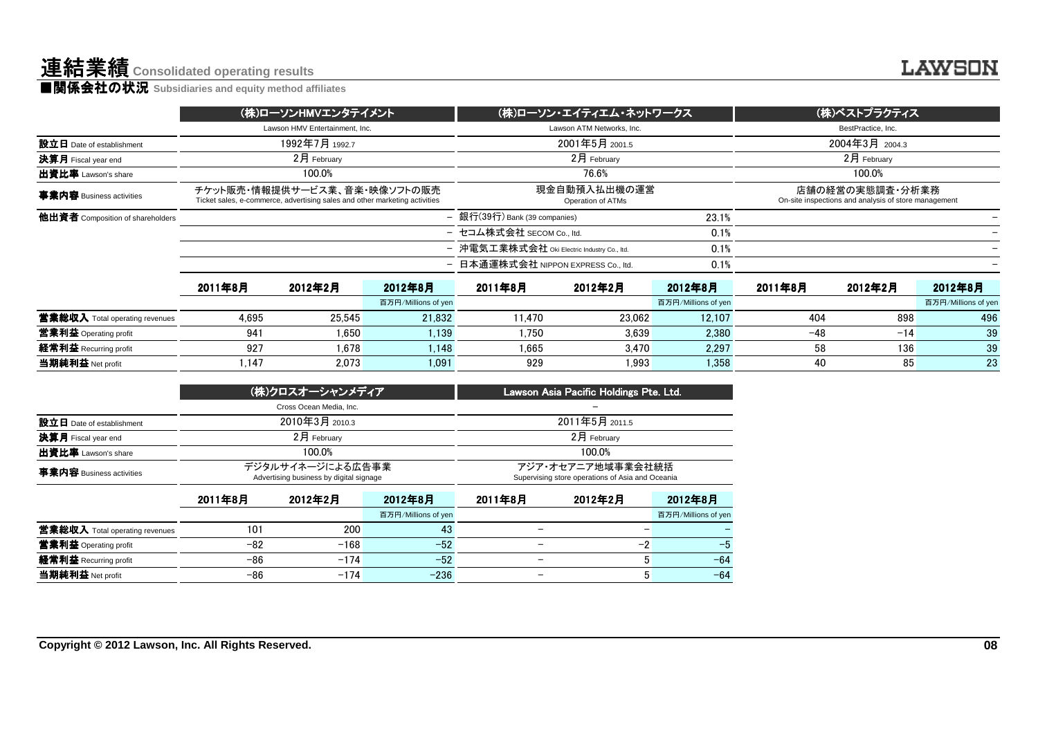# 連結業績 Consolidated operating results

## ■関係会社の状況 Subsidiaries and equity method affiliates

| | (株)ローソンHMVエンタテイメント | | | (株)ローソン・エイティエム・ネットワークス | | | (株)ベストプラクティス | | |
|---|---|---|---|---|---|---|---|---|---|
| | Lawson HMV Entertainment, Inc. | | | Lawson ATM Networks, Inc. | | | BestPractice, Inc. | | |
| **設立日** Date of establishment | 1992年7月 1992.7 | | | 2001年5月 2001.5 | | | 2004年3月 2004.3 | | |
| **決算月** Fiscal year end | 2月 February | | | 2月 February | | | 2月 February | | |
| **出資比率** Lawson's share | 100.0% | | | 76.6% | | | 100.0% | | |
| **事業内容** Business activities | チケット販売・情報提供サービス業、音楽・映像ソフトの販売 Ticket sales, e-commerce, advertising sales and other marketing activities | | | 現金自動預入払出機の運営 Operation of ATMs | | | 店舗の経営の実態調査・分析業務 On-site inspections and analysis of store management | | |
| **他出資者** Composition of shareholders | | | – | 銀行(39行) Bank (39 companies) | | 23.1% | | | – |
| | | | – | セコム株式会社 SECOM Co., ltd. | | 0.1% | | | – |
| | | | – | 沖電気工業株式会社 Oki Electric Industry Co., ltd. | | 0.1% | | | – |
| | | | – | 日本通運株式会社 NIPPON EXPRESS Co., ltd. | | 0.1% | | | – |
| | 2011年8月 | 2012年2月 | 2012年8月 | 2011年8月 | 2012年2月 | 2012年8月 | 2011年8月 | 2012年2月 | 2012年8月 |
| | | | 百万円/Millions of yen | | | 百万円/Millions of yen | | | 百万円/Millions of yen |
| **営業総収入** Total operating revenues | 4,695 | 25,545 | 21,832 | 11,470 | 23,062 | 12,107 | 404 | 898 | 496 |
| **営業利益** Operating profit | 941 | 1,650 | 1,139 | 1,750 | 3,639 | 2,380 | −48 | −14 | 39 |
| **経常利益** Recurring profit | 927 | 1,678 | 1,148 | 1,665 | 3,470 | 2,297 | 58 | 136 | 39 |
| **当期純利益** Net profit | 1,147 | 2,073 | 1,091 | 929 | 1,993 | 1,358 | 40 | 85 | 23 |

| | (株)クロスオーシャンメディア | | | Lawson Asia Pacific Holdings Pte. Ltd. | | |
|---|---|---|---|---|---|---|
| | Cross Ocean Media, Inc. | | | – | | |
| **設立日** Date of establishment | 2010年3月 2010.3 | | | 2011年5月 2011.5 | | |
| **決算月** Fiscal year end | 2月 February | | | 2月 February | | |
| **出資比率** Lawson's share | 100.0% | | | 100.0% | | |
| **事業内容** Business activities | デジタルサイネージによる広告事業 Advertising business by digital signage | | | アジア・オセアニア地域事業会社統括 Supervising store operations of Asia and Oceania | | |
| | 2011年8月 | 2012年2月 | 2012年8月 | 2011年8月 | 2012年2月 | 2012年8月 |
| | | | 百万円/Millions of yen | | | 百万円/Millions of yen |
| **営業総収入** Total operating revenues | 101 | 200 | 43 | – | – | – |
| **営業利益** Operating profit | −82 | −168 | −52 | – | −2 | −5 |
| **経常利益** Recurring profit | −86 | −174 | −52 | – | 5 | −64 |
| **当期純利益** Net profit | −86 | −174 | −236 | – | 5 | −64 |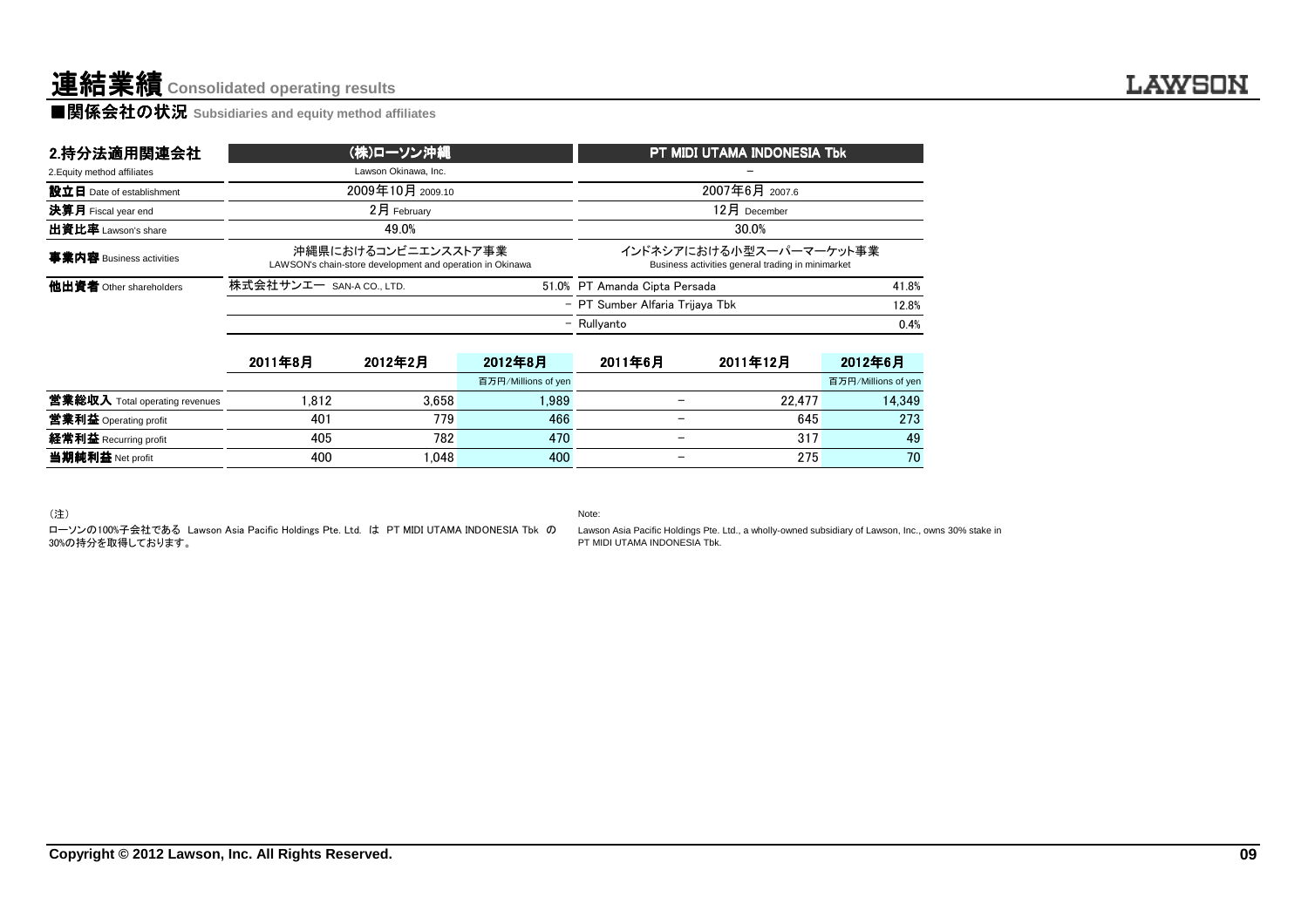# 連結業績 Consolidated operating results

## ■関係会社の状況 Subsidiaries and equity method affiliates

| 2.持分法適用関連会社<br>2.Equity method affiliates | (株)ローソン沖縄<br>Lawson Okinawa, Inc. | | | PT MIDI UTAMA INDONESIA Tbk<br>– | | |
|---|---|---|---|---|---|---|
| **設立日** Date of establishment | 2009年10月 2009.10 | | | 2007年6月 2007.6 | | |
| **決算月** Fiscal year end | 2月 February | | | 12月 December | | |
| **出資比率** Lawson's share | 49.0% | | | 30.0% | | |
| **事業内容** Business activities | 沖縄県におけるコンビニエンスストア事業<br>LAWSON's chain-store development and operation in Okinawa | | | インドネシアにおける小型スーパーマーケット事業<br>Business activities general trading in minimarket | | |
| **他出資者** Other shareholders | 株式会社サンエー SAN-A CO., LTD. | | 51.0% | PT Amanda Cipta Persada | | 41.8% |
| | | | – | PT Sumber Alfaria Trijaya Tbk | | 12.8% |
| | | | – | Rullyanto | | 0.4% |

| | 2011年8月 | 2012年2月 | 2012年8月<br>百万円/Millions of yen | 2011年6月 | 2011年12月 | 2012年6月<br>百万円/Millions of yen |
|---|---|---|---|---|---|---|
| **営業総収入** Total operating revenues | 1,812 | 3,658 | 1,989 | – | 22,477 | 14,349 |
| **営業利益** Operating profit | 401 | 779 | 466 | – | 645 | 273 |
| **経常利益** Recurring profit | 405 | 782 | 470 | – | 317 | 49 |
| **当期純利益** Net profit | 400 | 1,048 | 400 | – | 275 | 70 |

（注）

ローソンの100%子会社である Lawson Asia Pacific Holdings Pte. Ltd. は PT MIDI UTAMA INDONESIA Tbk の30%の持分を取得しております。

Note:

Lawson Asia Pacific Holdings Pte. Ltd., a wholly-owned subsidiary of Lawson, Inc., owns 30% stake in PT MIDI UTAMA INDONESIA Tbk.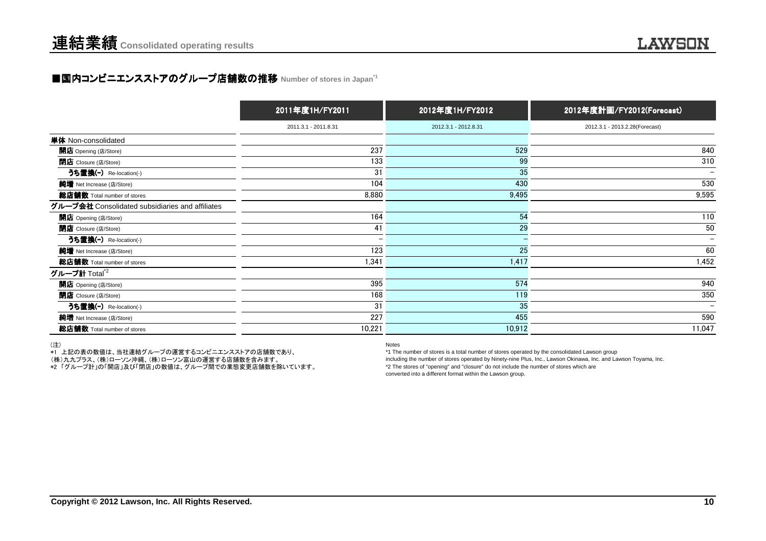# 連結業績 Consolidated operating results

## ■国内コンビニエンスストアのグループ店舗数の推移 Number of stores in Japan[*1]

| | 2011年度1H/FY2011 | 2012年度1H/FY2012 | 2012年度計画/FY2012(Forecast) |
|---|---|---|---|
| | 2011.3.1 - 2011.8.31 | 2012.3.1 - 2012.8.31 | 2012.3.1 - 2013.2.28(Forecast) |
| **単体** Non-consolidated | | | |
| **開店** Opening (店/Store) | 237 | 529 | 840 |
| **閉店** Closure (店/Store) | 133 | 99 | 310 |
| **うち置換(-)** Re-location(-) | 31 | 35 | – |
| **純増** Net Increase (店/Store) | 104 | 430 | 530 |
| **総店舗数** Total number of stores | 8,880 | 9,495 | 9,595 |
| **グループ会社** Consolidated subsidiaries and affiliates | | | |
| **開店** Opening (店/Store) | 164 | 54 | 110 |
| **閉店** Closure (店/Store) | 41 | 29 | 50 |
| **うち置換(-)** Re-location(-) | – | – | – |
| **純増** Net Increase (店/Store) | 123 | 25 | 60 |
| **総店舗数** Total number of stores | 1,341 | 1,417 | 1,452 |
| **グループ計** Total[*2] | | | |
| **開店** Opening (店/Store) | 395 | 574 | 940 |
| **閉店** Closure (店/Store) | 168 | 119 | 350 |
| **うち置換(-)** Re-location(-) | 31 | 35 | – |
| **純増** Net Increase (店/Store) | 227 | 455 | 590 |
| **総店舗数** Total number of stores | 10,221 | 10,912 | 11,047 |

（注）
*1 上記の表の数値は、当社連結グループの運営するコンビニエンスストアの店舗数であり、（株）九九プラス、（株）ローソン沖縄、（株）ローソン富山の運営する店舗数を含みます。
*2 「グループ計」の「開店」及び「閉店」の数値は、グループ間での業態変更店舗数を除いています。

Notes
*1 The number of stores is a total number of stores operated by the consolidated Lawson group including the number of stores operated by Ninety-nine Plus, Inc., Lawson Okinawa, Inc. and Lawson Toyama, Inc.
*2 The stores of "opening" and "closure" do not include the number of stores which are converted into a different format within the Lawson group.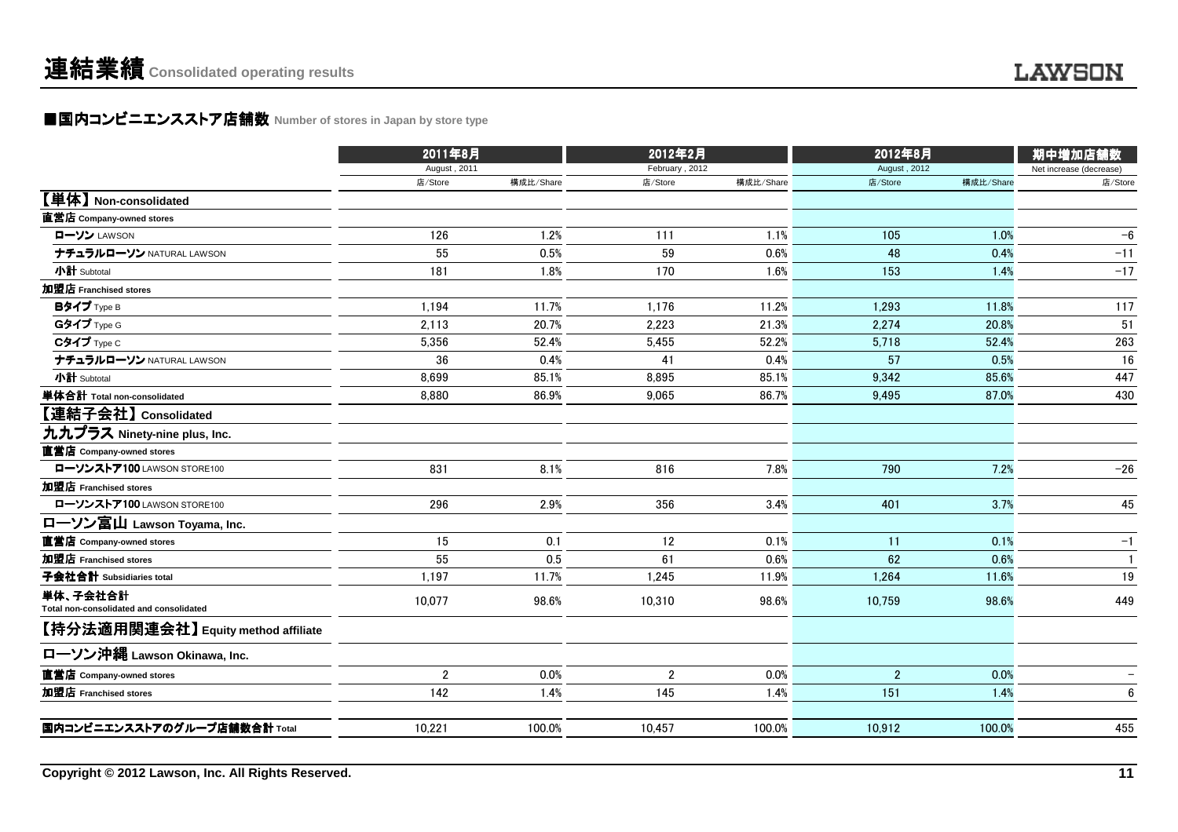# 連結業績 Consolidated operating results

## ■国内コンビニエンスストア店舗数 Number of stores in Japan by store type

| | 2011年8月 August , 2011 | | 2012年2月 February , 2012 | | 2012年8月 August , 2012 | | 期中増加店舗数 Net increase (decrease) |
|---|---|---|---|---|---|---|---|
| | 店/Store | 構成比/Share | 店/Store | 構成比/Share | 店/Store | 構成比/Share | 店/Store |
| **【単体】Non-consolidated** | | | | | | | |
| **直営店 Company-owned stores** | | | | | | | |
| **ローソン** LAWSON | 126 | 1.2% | 111 | 1.1% | 105 | 1.0% | −6 |
| **ナチュラルローソン** NATURAL LAWSON | 55 | 0.5% | 59 | 0.6% | 48 | 0.4% | −11 |
| **小計** Subtotal | 181 | 1.8% | 170 | 1.6% | 153 | 1.4% | −17 |
| **加盟店 Franchised stores** | | | | | | | |
| **Bタイプ** Type B | 1,194 | 11.7% | 1,176 | 11.2% | 1,293 | 11.8% | 117 |
| **Gタイプ** Type G | 2,113 | 20.7% | 2,223 | 21.3% | 2,274 | 20.8% | 51 |
| **Cタイプ** Type C | 5,356 | 52.4% | 5,455 | 52.2% | 5,718 | 52.4% | 263 |
| **ナチュラルローソン** NATURAL LAWSON | 36 | 0.4% | 41 | 0.4% | 57 | 0.5% | 16 |
| **小計** Subtotal | 8,699 | 85.1% | 8,895 | 85.1% | 9,342 | 85.6% | 447 |
| **単体合計 Total non-consolidated** | 8,880 | 86.9% | 9,065 | 86.7% | 9,495 | 87.0% | 430 |
| **【連結子会社】Consolidated** | | | | | | | |
| **九九プラス Ninety-nine plus, Inc.** | | | | | | | |
| **直営店 Company-owned stores** | | | | | | | |
| **ローソンストア100** LAWSON STORE100 | 831 | 8.1% | 816 | 7.8% | 790 | 7.2% | −26 |
| **加盟店 Franchised stores** | | | | | | | |
| **ローソンストア100** LAWSON STORE100 | 296 | 2.9% | 356 | 3.4% | 401 | 3.7% | 45 |
| **ローソン富山 Lawson Toyama, Inc.** | | | | | | | |
| **直営店 Company-owned stores** | 15 | 0.1 | 12 | 0.1% | 11 | 0.1% | −1 |
| **加盟店 Franchised stores** | 55 | 0.5 | 61 | 0.6% | 62 | 0.6% | 1 |
| **子会社合計 Subsidiaries total** | 1,197 | 11.7% | 1,245 | 11.9% | 1,264 | 11.6% | 19 |
| **単体、子会社合計 Total non-consolidated and consolidated** | 10,077 | 98.6% | 10,310 | 98.6% | 10,759 | 98.6% | 449 |
| **【持分法適用関連会社】Equity method affiliate** | | | | | | | |
| **ローソン沖縄 Lawson Okinawa, Inc.** | | | | | | | |
| **直営店 Company-owned stores** | 2 | 0.0% | 2 | 0.0% | 2 | 0.0% | − |
| **加盟店 Franchised stores** | 142 | 1.4% | 145 | 1.4% | 151 | 1.4% | 6 |
| **国内コンビニエンスストアのグループ店舗数合計 Total** | 10,221 | 100.0% | 10,457 | 100.0% | 10,912 | 100.0% | 455 |

**Copyright © 2012 Lawson, Inc. All Rights Reserved.**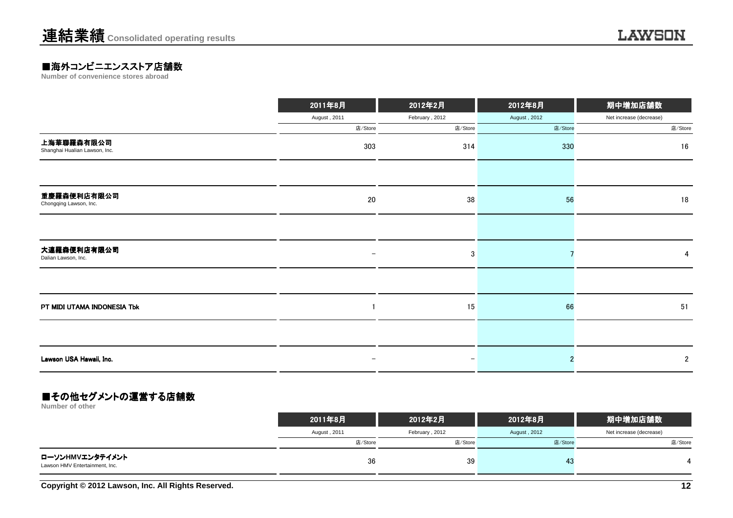# 連結業績 Consolidated operating results

## ■海外コンビニエンスストア店舗数

Number of convenience stores abroad

| | 2011年8月 | 2012年2月 | 2012年8月 | 期中増加店舗数 |
|---|---|---|---|---|
| | August , 2011 | February , 2012 | August , 2012 | Net increase (decrease) |
| | 店/Store | 店/Store | 店/Store | 店/Store |
| 上海華聯羅森有限公司 Shanghai Hualian Lawson, Inc. | 303 | 314 | 330 | 16 |
| 重慶羅森便利店有限公司 Chongqing Lawson, Inc. | 20 | 38 | 56 | 18 |
| 大連羅森便利店有限公司 Dalian Lawson, Inc. | − | 3 | 7 | 4 |
| PT MIDI UTAMA INDONESIA Tbk | 1 | 15 | 66 | 51 |
| Lawson USA Hawaii, Inc. | − | − | 2 | 2 |

## ■その他セグメントの運営する店舗数

Number of other

| | 2011年8月 | 2012年2月 | 2012年8月 | 期中増加店舗数 |
|---|---|---|---|---|
| | August , 2011 | February , 2012 | August , 2012 | Net increase (decrease) |
| | 店/Store | 店/Store | 店/Store | 店/Store |
| ローソンHMVエンタテイメント Lawson HMV Entertainment, Inc. | 36 | 39 | 43 | 4 |

Copyright © 2012 Lawson, Inc. All Rights Reserved.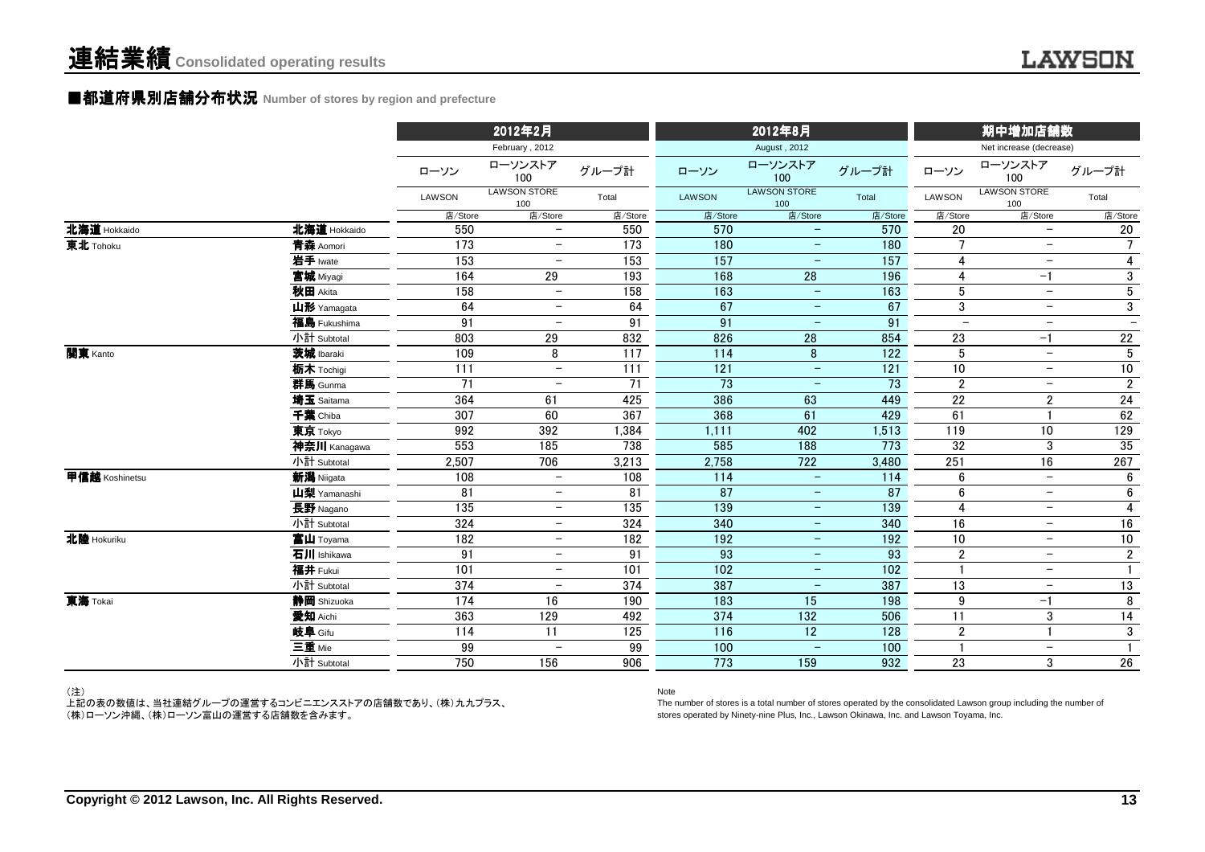# 連結業績 Consolidated operating results

## ■都道府県別店舗分布状況 Number of stores by region and prefecture

| | | 2012年2月 February , 2012 | | | 2012年8月 August , 2012 | | | 期中増加店舗数 Net increase (decrease) | | |
|---|---|---|---|---|---|---|---|---|---|---|
| | | ローソン LAWSON | ローソンストア100 LAWSON STORE 100 | グループ計 Total | ローソン LAWSON | ローソンストア100 LAWSON STORE 100 | グループ計 Total | ローソン LAWSON | ローソンストア100 LAWSON STORE 100 | グループ計 Total |
| | | 店/Store | 店/Store | 店/Store | 店/Store | 店/Store | 店/Store | 店/Store | 店/Store | 店/Store |
| 北海道 Hokkaido | 北海道 Hokkaido | 550 | − | 550 | 570 | − | 570 | 20 | − | 20 |
| 東北 Tohoku | 青森 Aomori | 173 | − | 173 | 180 | − | 180 | 7 | − | 7 |
| | 岩手 Iwate | 153 | − | 153 | 157 | − | 157 | 4 | − | 4 |
| | 宮城 Miyagi | 164 | 29 | 193 | 168 | 28 | 196 | 4 | −1 | 3 |
| | 秋田 Akita | 158 | − | 158 | 163 | − | 163 | 5 | − | 5 |
| | 山形 Yamagata | 64 | − | 64 | 67 | − | 67 | 3 | − | 3 |
| | 福島 Fukushima | 91 | − | 91 | 91 | − | 91 | − | − | − |
| | 小計 Subtotal | 803 | 29 | 832 | 826 | 28 | 854 | 23 | −1 | 22 |
| 関東 Kanto | 茨城 Ibaraki | 109 | 8 | 117 | 114 | 8 | 122 | 5 | − | 5 |
| | 栃木 Tochigi | 111 | − | 111 | 121 | − | 121 | 10 | − | 10 |
| | 群馬 Gunma | 71 | − | 71 | 73 | − | 73 | 2 | − | 2 |
| | 埼玉 Saitama | 364 | 61 | 425 | 386 | 63 | 449 | 22 | 2 | 24 |
| | 千葉 Chiba | 307 | 60 | 367 | 368 | 61 | 429 | 61 | 1 | 62 |
| | 東京 Tokyo | 992 | 392 | 1,384 | 1,111 | 402 | 1,513 | 119 | 10 | 129 |
| | 神奈川 Kanagawa | 553 | 185 | 738 | 585 | 188 | 773 | 32 | 3 | 35 |
| | 小計 Subtotal | 2,507 | 706 | 3,213 | 2,758 | 722 | 3,480 | 251 | 16 | 267 |
| 甲信越 Koshinetsu | 新潟 Niigata | 108 | − | 108 | 114 | − | 114 | 6 | − | 6 |
| | 山梨 Yamanashi | 81 | − | 81 | 87 | − | 87 | 6 | − | 6 |
| | 長野 Nagano | 135 | − | 135 | 139 | − | 139 | 4 | − | 4 |
| | 小計 Subtotal | 324 | − | 324 | 340 | − | 340 | 16 | − | 16 |
| 北陸 Hokuriku | 富山 Toyama | 182 | − | 182 | 192 | − | 192 | 10 | − | 10 |
| | 石川 Ishikawa | 91 | − | 91 | 93 | − | 93 | 2 | − | 2 |
| | 福井 Fukui | 101 | − | 101 | 102 | − | 102 | 1 | − | 1 |
| | 小計 Subtotal | 374 | − | 374 | 387 | − | 387 | 13 | − | 13 |
| 東海 Tokai | 静岡 Shizuoka | 174 | 16 | 190 | 183 | 15 | 198 | 9 | −1 | 8 |
| | 愛知 Aichi | 363 | 129 | 492 | 374 | 132 | 506 | 11 | 3 | 14 |
| | 岐阜 Gifu | 114 | 11 | 125 | 116 | 12 | 128 | 2 | 1 | 3 |
| | 三重 Mie | 99 | − | 99 | 100 | − | 100 | 1 | − | 1 |
| | 小計 Subtotal | 750 | 156 | 906 | 773 | 159 | 932 | 23 | 3 | 26 |

（注）
上記の表の数値は、当社連結グループの運営するコンビニエンスストアの店舗数であり、(株)九九プラス、(株)ローソン沖縄、(株)ローソン富山の運営する店舗数を含みます。

Note
The number of stores is a total number of stores operated by the consolidated Lawson group including the number of stores operated by Ninety-nine Plus, Inc., Lawson Okinawa, Inc. and Lawson Toyama, Inc.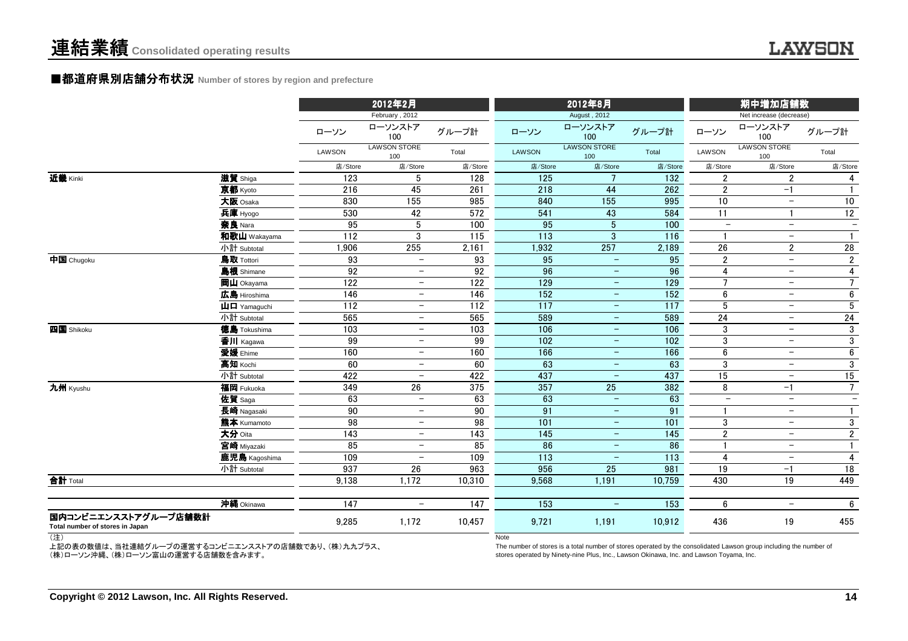# 連結業績 Consolidated operating results

## ■都道府県別店舗分布状況 Number of stores by region and prefecture

| | | 2012年2月 February , 2012 | | | 2012年8月 August , 2012 | | | 期中増加店舗数 Net increase (decrease) | | |
|---|---|---|---|---|---|---|---|---|---|---|
| | | ローソン LAWSON | ローソンストア100 LAWSON STORE 100 | グループ計 Total | ローソン LAWSON | ローソンストア100 LAWSON STORE 100 | グループ計 Total | ローソン LAWSON | ローソンストア100 LAWSON STORE 100 | グループ計 Total |
| | | 店/Store | 店/Store | 店/Store | 店/Store | 店/Store | 店/Store | 店/Store | 店/Store | 店/Store |
| **近畿** Kinki | **滋賀** Shiga | 123 | 5 | 128 | 125 | 7 | 132 | 2 | 2 | 4 |
| | **京都** Kyoto | 216 | 45 | 261 | 218 | 44 | 262 | 2 | −1 | 1 |
| | **大阪** Osaka | 830 | 155 | 985 | 840 | 155 | 995 | 10 | − | 10 |
| | **兵庫** Hyogo | 530 | 42 | 572 | 541 | 43 | 584 | 11 | 1 | 12 |
| | **奈良** Nara | 95 | 5 | 100 | 95 | 5 | 100 | − | − | − |
| | **和歌山** Wakayama | 112 | 3 | 115 | 113 | 3 | 116 | 1 | − | 1 |
| | 小計 Subtotal | 1,906 | 255 | 2,161 | 1,932 | 257 | 2,189 | 26 | 2 | 28 |
| **中国** Chugoku | **鳥取** Tottori | 93 | − | 93 | 95 | − | 95 | 2 | − | 2 |
| | **島根** Shimane | 92 | − | 92 | 96 | − | 96 | 4 | − | 4 |
| | **岡山** Okayama | 122 | − | 122 | 129 | − | 129 | 7 | − | 7 |
| | **広島** Hiroshima | 146 | − | 146 | 152 | − | 152 | 6 | − | 6 |
| | **山口** Yamaguchi | 112 | − | 112 | 117 | − | 117 | 5 | − | 5 |
| | 小計 Subtotal | 565 | − | 565 | 589 | − | 589 | 24 | − | 24 |
| **四国** Shikoku | **徳島** Tokushima | 103 | − | 103 | 106 | − | 106 | 3 | − | 3 |
| | **香川** Kagawa | 99 | − | 99 | 102 | − | 102 | 3 | − | 3 |
| | **愛媛** Ehime | 160 | − | 160 | 166 | − | 166 | 6 | − | 6 |
| | **高知** Kochi | 60 | − | 60 | 63 | − | 63 | 3 | − | 3 |
| | 小計 Subtotal | 422 | − | 422 | 437 | − | 437 | 15 | − | 15 |
| **九州** Kyushu | **福岡** Fukuoka | 349 | 26 | 375 | 357 | 25 | 382 | 8 | −1 | 7 |
| | **佐賀** Saga | 63 | − | 63 | 63 | − | 63 | − | − | − |
| | **長崎** Nagasaki | 90 | − | 90 | 91 | − | 91 | 1 | − | 1 |
| | **熊本** Kumamoto | 98 | − | 98 | 101 | − | 101 | 3 | − | 3 |
| | **大分** Oita | 143 | − | 143 | 145 | − | 145 | 2 | − | 2 |
| | **宮崎** Miyazaki | 85 | − | 85 | 86 | − | 86 | 1 | − | 1 |
| | **鹿児島** Kagoshima | 109 | − | 109 | 113 | − | 113 | 4 | − | 4 |
| | 小計 Subtotal | 937 | 26 | 963 | 956 | 25 | 981 | 19 | −1 | 18 |
| **合計** Total | | 9,138 | 1,172 | 10,310 | 9,568 | 1,191 | 10,759 | 430 | 19 | 449 |
| | **沖縄** Okinawa | 147 | − | 147 | 153 | − | 153 | 6 | − | 6 |
| **国内コンビニエンスストアグループ店舗数計** Total number of stores in Japan | | 9,285 | 1,172 | 10,457 | 9,721 | 1,191 | 10,912 | 436 | 19 | 455 |

（注）
上記の表の数値は、当社連結グループの運営するコンビニエンスストアの店舗数であり、(株)九九プラス、(株)ローソン沖縄、(株)ローソン富山の運営する店舗数を含みます。

Note
The number of stores is a total number of stores operated by the consolidated Lawson group including the number of stores operated by Ninety-nine Plus, Inc., Lawson Okinawa, Inc. and Lawson Toyama, Inc.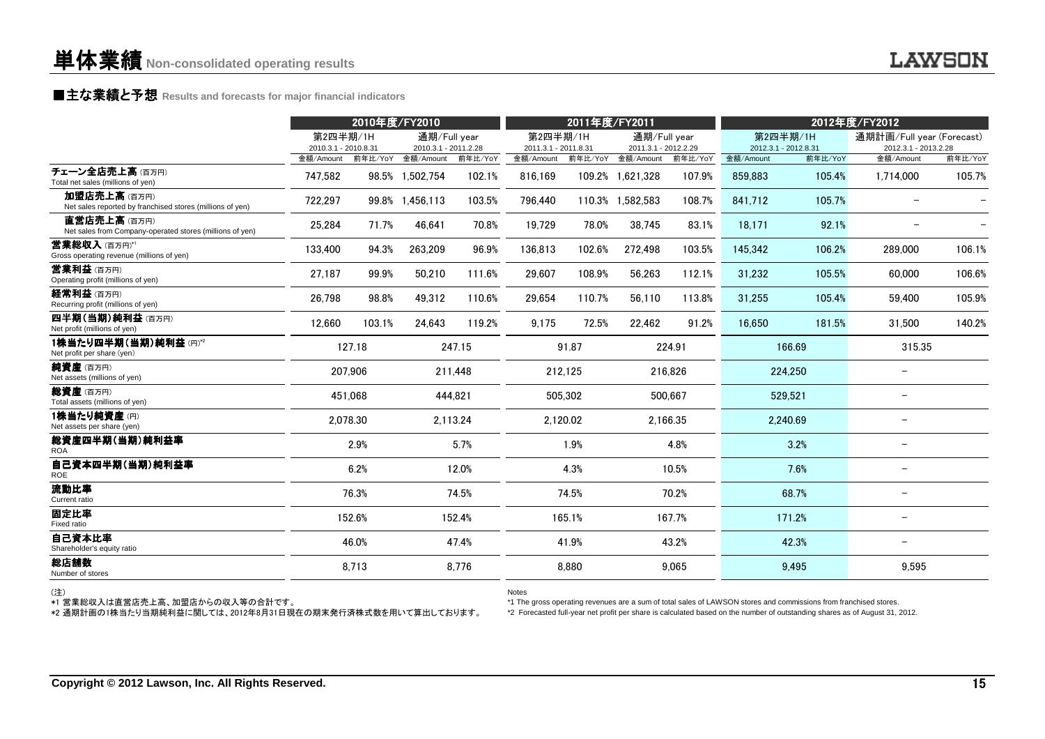# 単体業績 Non-consolidated operating results

## ■主な業績と予想 Results and forecasts for major financial indicators

| | 2010年度/FY2010 | | | | 2011年度/FY2011 | | | | 2012年度/FY2012 | | | |
|---|---|---|---|---|---|---|---|---|---|---|---|---|
| | 第2四半期/1H 2010.3.1 - 2010.8.31 | | 通期/Full year 2010.3.1 - 2011.2.28 | | 第2四半期/1H 2011.3.1 - 2011.8.31 | | 通期/Full year 2011.3.1 - 2012.2.29 | | 第2四半期/1H 2012.3.1 - 2012.8.31 | | 通期計画/Full year (Forecast) 2012.3.1 - 2013.2.28 | |
| | 金額/Amount | 前年比/YoY | 金額/Amount | 前年比/YoY | 金額/Amount | 前年比/YoY | 金額/Amount | 前年比/YoY | 金額/Amount | 前年比/YoY | 金額/Amount | 前年比/YoY |
| チェーン全店売上高 (百万円) Total net sales (millions of yen) | 747,582 | 98.5% | 1,502,754 | 102.1% | 816,169 | 109.2% | 1,621,328 | 107.9% | 859,883 | 105.4% | 1,714,000 | 105.7% |
| 加盟店売上高 (百万円) Net sales reported by franchised stores (millions of yen) | 722,297 | 99.8% | 1,456,113 | 103.5% | 796,440 | 110.3% | 1,582,583 | 108.7% | 841,712 | 105.7% | – | – |
| 直営店売上高 (百万円) Net sales from Company-operated stores (millions of yen) | 25,284 | 71.7% | 46,641 | 70.8% | 19,729 | 78.0% | 38,745 | 83.1% | 18,171 | 92.1% | – | – |
| 営業総収入 (百万円)*1 Gross operating revenue (millions of yen) | 133,400 | 94.3% | 263,209 | 96.9% | 136,813 | 102.6% | 272,498 | 103.5% | 145,342 | 106.2% | 289,000 | 106.1% |
| 営業利益 (百万円) Operating profit (millions of yen) | 27,187 | 99.9% | 50,210 | 111.6% | 29,607 | 108.9% | 56,263 | 112.1% | 31,232 | 105.5% | 60,000 | 106.6% |
| 経常利益 (百万円) Recurring profit (millions of yen) | 26,798 | 98.8% | 49,312 | 110.6% | 29,654 | 110.7% | 56,110 | 113.8% | 31,255 | 105.4% | 59,400 | 105.9% |
| 四半期(当期)純利益 (百万円) Net profit (millions of yen) | 12,660 | 103.1% | 24,643 | 119.2% | 9,175 | 72.5% | 22,462 | 91.2% | 16,650 | 181.5% | 31,500 | 140.2% |
| 1株当たり四半期(当期)純利益 (円)*2 Net profit per share (yen) | 127.18 | | 247.15 | | 91.87 | | 224.91 | | 166.69 | | 315.35 | |
| 純資産 (百万円) Net assets (millions of yen) | 207,906 | | 211,448 | | 212,125 | | 216,826 | | 224,250 | | – | |
| 総資産 (百万円) Total assets (millions of yen) | 451,068 | | 444,821 | | 505,302 | | 500,667 | | 529,521 | | – | |
| 1株当たり純資産 (円) Net assets per share (yen) | 2,078.30 | | 2,113.24 | | 2,120.02 | | 2,166.35 | | 2,240.69 | | – | |
| 総資産四半期(当期)純利益率 ROA | 2.9% | | 5.7% | | 1.9% | | 4.8% | | 3.2% | | – | |
| 自己資本四半期(当期)純利益率 ROE | 6.2% | | 12.0% | | 4.3% | | 10.5% | | 7.6% | | – | |
| 流動比率 Current ratio | 76.3% | | 74.5% | | 74.5% | | 70.2% | | 68.7% | | – | |
| 固定比率 Fixed ratio | 152.6% | | 152.4% | | 165.1% | | 167.7% | | 171.2% | | – | |
| 自己資本比率 Shareholder's equity ratio | 46.0% | | 47.4% | | 41.9% | | 43.2% | | 42.3% | | – | |
| 総店舗数 Number of stores | 8,713 | | 8,776 | | 8,880 | | 9,065 | | 9,495 | | 9,595 | |

(注)
*1 営業総収入は直営店売上高、加盟店からの収入等の合計です。
*2 通期計画の1株当たり当期純利益に関しては、2012年8月31日現在の期末発行済株式数を用いて算出しております。

Notes
*1 The gross operating revenues are a sum of total sales of LAWSON stores and commissions from franchised stores.
*2 Forecasted full-year net profit per share is calculated based on the number of outstanding shares as of August 31, 2012.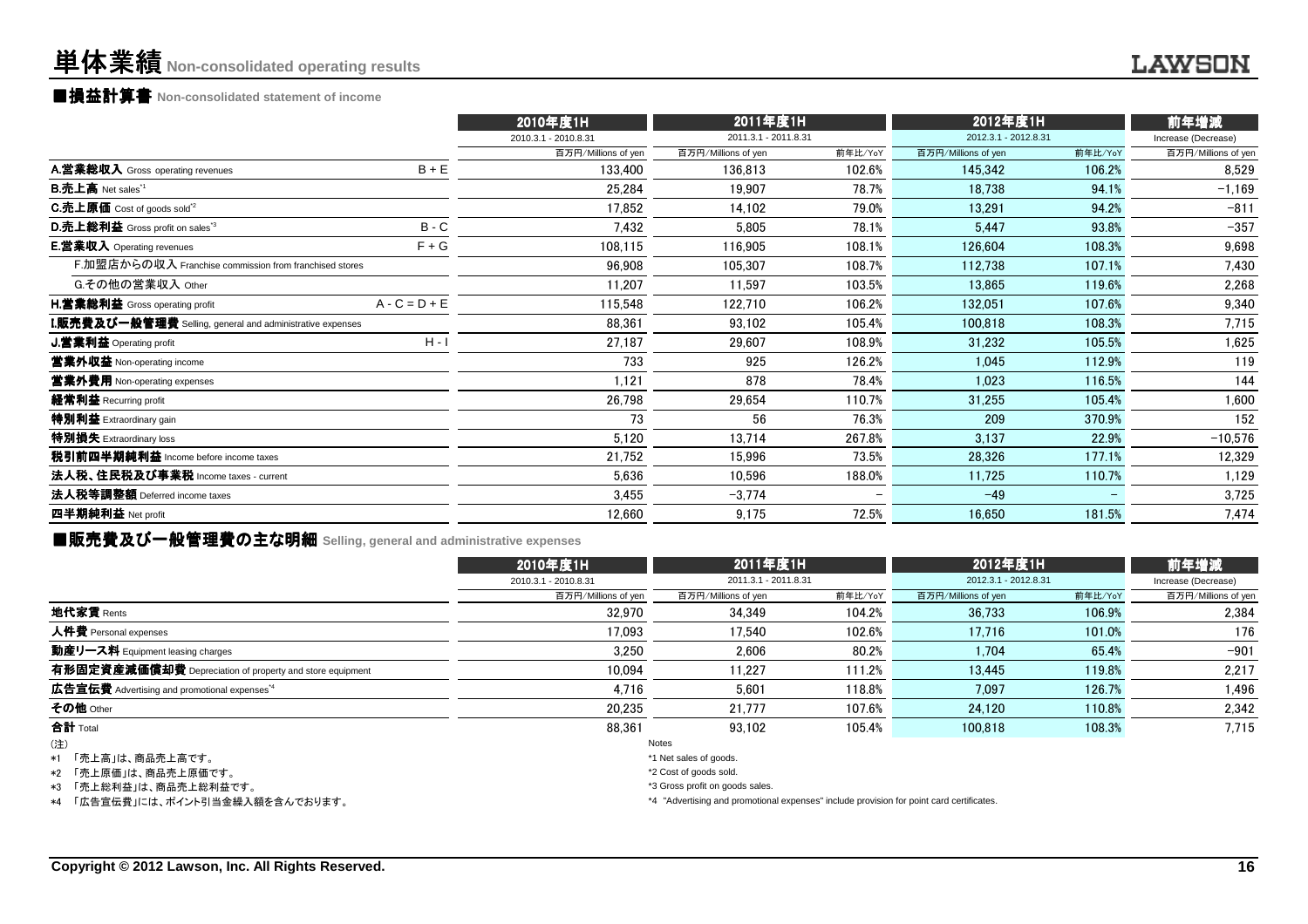# 単体業績 Non-consolidated operating results

## ■損益計算書 Non-consolidated statement of income

| | | 2010年度1H | 2011年度1H | | 2012年度1H | | 前年増減 |
|---|---|---|---|---|---|---|---|
| | | 2010.3.1 - 2010.8.31 | 2011.3.1 - 2011.8.31 | | 2012.3.1 - 2012.8.31 | | Increase (Decrease) |
| | | 百万円/Millions of yen | 百万円/Millions of yen | 前年比/YoY | 百万円/Millions of yen | 前年比/YoY | 百万円/Millions of yen |
| **A.営業総収入** Gross operating revenues | B + E | 133,400 | 136,813 | 102.6% | 145,342 | 106.2% | 8,529 |
| **B.売上高** Net sales[*1] | | 25,284 | 19,907 | 78.7% | 18,738 | 94.1% | −1,169 |
| **C.売上原価** Cost of goods sold[*2] | | 17,852 | 14,102 | 79.0% | 13,291 | 94.2% | −811 |
| **D.売上総利益** Gross profit on sales[*3] | B - C | 7,432 | 5,805 | 78.1% | 5,447 | 93.8% | −357 |
| **E.営業収入** Operating revenues | F + G | 108,115 | 116,905 | 108.1% | 126,604 | 108.3% | 9,698 |
| F.加盟店からの収入 Franchise commission from franchised stores | | 96,908 | 105,307 | 108.7% | 112,738 | 107.1% | 7,430 |
| G.その他の営業収入 Other | | 11,207 | 11,597 | 103.5% | 13,865 | 119.6% | 2,268 |
| **H.営業総利益** Gross operating profit | A - C = D + E | 115,548 | 122,710 | 106.2% | 132,051 | 107.6% | 9,340 |
| **I.販売費及び一般管理費** Selling, general and administrative expenses | | 88,361 | 93,102 | 105.4% | 100,818 | 108.3% | 7,715 |
| **J.営業利益** Operating profit | H - I | 27,187 | 29,607 | 108.9% | 31,232 | 105.5% | 1,625 |
| **営業外収益** Non-operating income | | 733 | 925 | 126.2% | 1,045 | 112.9% | 119 |
| **営業外費用** Non-operating expenses | | 1,121 | 878 | 78.4% | 1,023 | 116.5% | 144 |
| **経常利益** Recurring profit | | 26,798 | 29,654 | 110.7% | 31,255 | 105.4% | 1,600 |
| **特別利益** Extraordinary gain | | 73 | 56 | 76.3% | 209 | 370.9% | 152 |
| **特別損失** Extraordinary loss | | 5,120 | 13,714 | 267.8% | 3,137 | 22.9% | −10,576 |
| **税引前四半期純利益** Income before income taxes | | 21,752 | 15,996 | 73.5% | 28,326 | 177.1% | 12,329 |
| **法人税、住民税及び事業税** Income taxes - current | | 5,636 | 10,596 | 188.0% | 11,725 | 110.7% | 1,129 |
| **法人税等調整額** Deferred income taxes | | 3,455 | −3,774 | − | −49 | − | 3,725 |
| **四半期純利益** Net profit | | 12,660 | 9,175 | 72.5% | 16,650 | 181.5% | 7,474 |

## ■販売費及び一般管理費の主な明細 Selling, general and administrative expenses

| | 2010年度1H | 2011年度1H | | 2012年度1H | | 前年増減 |
|---|---|---|---|---|---|---|
| | 2010.3.1 - 2010.8.31 | 2011.3.1 - 2011.8.31 | | 2012.3.1 - 2012.8.31 | | Increase (Decrease) |
| | 百万円/Millions of yen | 百万円/Millions of yen | 前年比/YoY | 百万円/Millions of yen | 前年比/YoY | 百万円/Millions of yen |
| **地代家賃** Rents | 32,970 | 34,349 | 104.2% | 36,733 | 106.9% | 2,384 |
| **人件費** Personal expenses | 17,093 | 17,540 | 102.6% | 17,716 | 101.0% | 176 |
| **動産リース料** Equipment leasing charges | 3,250 | 2,606 | 80.2% | 1,704 | 65.4% | −901 |
| **有形固定資産減価償却費** Depreciation of property and store equipment | 10,094 | 11,227 | 111.2% | 13,445 | 119.8% | 2,217 |
| **広告宣伝費** Advertising and promotional expenses[*4] | 4,716 | 5,601 | 118.8% | 7,097 | 126.7% | 1,496 |
| **その他** Other | 20,235 | 21,777 | 107.6% | 24,120 | 110.8% | 2,342 |
| **合計** Total | 88,361 | 93,102 | 105.4% | 100,818 | 108.3% | 7,715 |

(注)
*1 「売上高」は、商品売上高です。
*2 「売上原価」は、商品売上原価です。
*3 「売上総利益」は、商品売上総利益です。
*4 「広告宣伝費」には、ポイント引当金繰入額を含んでおります。

Notes
*1 Net sales of goods.
*2 Cost of goods sold.
*3 Gross profit on goods sales.
*4 "Advertising and promotional expenses" include provision for point card certificates.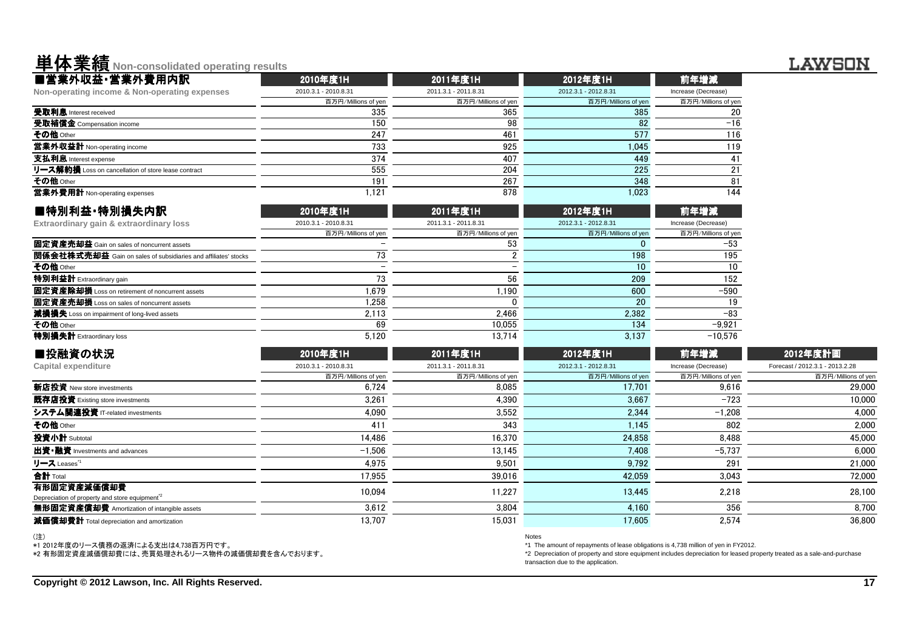# 単体業績 Non-consolidated operating results

## ■営業外収益・営業外費用内訳

| Non-operating income & Non-operating expenses | 2010年度1H | 2011年度1H | 2012年度1H | 前年増減 |
|---|---|---|---|---|
| | 2010.3.1 - 2010.8.31 | 2011.3.1 - 2011.8.31 | 2012.3.1 - 2012.8.31 | Increase (Decrease) |
| | 百万円/Millions of yen | 百万円/Millions of yen | 百万円/Millions of yen | 百万円/Millions of yen |
| **受取利息** Interest received | 335 | 365 | 385 | 20 |
| **受取補償金** Compensation income | 150 | 98 | 82 | −16 |
| **その他** Other | 247 | 461 | 577 | 116 |
| **営業外収益計** Non-operating income | 733 | 925 | 1,045 | 119 |
| **支払利息** Interest expense | 374 | 407 | 449 | 41 |
| **リース解約損** Loss on cancellation of store lease contract | 555 | 204 | 225 | 21 |
| **その他** Other | 191 | 267 | 348 | 81 |
| **営業外費用計** Non-operating expenses | 1,121 | 878 | 1,023 | 144 |

## ■特別利益・特別損失内訳

| Extraordinary gain & extraordinary loss | 2010年度1H | 2011年度1H | 2012年度1H | 前年増減 |
|---|---|---|---|---|
| | 2010.3.1 - 2010.8.31 | 2011.3.1 - 2011.8.31 | 2012.3.1 - 2012.8.31 | Increase (Decrease) |
| | 百万円/Millions of yen | 百万円/Millions of yen | 百万円/Millions of yen | 百万円/Millions of yen |
| **固定資産売却益** Gain on sales of noncurrent assets | − | 53 | 0 | −53 |
| **関係会社株式売却益** Gain on sales of subsidiaries and affiliates' stocks | 73 | 2 | 198 | 195 |
| **その他** Other | − | − | 10 | 10 |
| **特別利益計** Extraordinary gain | 73 | 56 | 209 | 152 |
| **固定資産除却損** Loss on retirement of noncurrent assets | 1,679 | 1,190 | 600 | −590 |
| **固定資産売却損** Loss on sales of noncurrent assets | 1,258 | 0 | 20 | 19 |
| **減損損失** Loss on impairment of long-lived assets | 2,113 | 2,466 | 2,382 | −83 |
| **その他** Other | 69 | 10,055 | 134 | −9,921 |
| **特別損失計** Extraordinary loss | 5,120 | 13,714 | 3,137 | −10,576 |

## ■投融資の状況

| Capital expenditure | 2010年度1H | 2011年度1H | 2012年度1H | 前年増減 | 2012年度計画 |
|---|---|---|---|---|---|
| | 2010.3.1 - 2010.8.31 | 2011.3.1 - 2011.8.31 | 2012.3.1 - 2012.8.31 | Increase (Decrease) | Forecast / 2012.3.1 - 2013.2.28 |
| | 百万円/Millions of yen | 百万円/Millions of yen | 百万円/Millions of yen | 百万円/Millions of yen | 百万円/Millions of yen |
| **新店投資** New store investments | 6,724 | 8,085 | 17,701 | 9,616 | 29,000 |
| **既存店投資** Existing store investments | 3,261 | 4,390 | 3,667 | −723 | 10,000 |
| **システム関連投資** IT-related investments | 4,090 | 3,552 | 2,344 | −1,208 | 4,000 |
| **その他** Other | 411 | 343 | 1,145 | 802 | 2,000 |
| **投資小計** Subtotal | 14,486 | 16,370 | 24,858 | 8,488 | 45,000 |
| **出資・融資** Investments and advances | −1,506 | 13,145 | 7,408 | −5,737 | 6,000 |
| **リース** Leases*1 | 4,975 | 9,501 | 9,792 | 291 | 21,000 |
| **合計** Total | 17,955 | 39,016 | 42,059 | 3,043 | 72,000 |
| **有形固定資産減価償却費** Depreciation of property and store equipment*2 | 10,094 | 11,227 | 13,445 | 2,218 | 28,100 |
| **無形固定資産償却費** Amortization of intangible assets | 3,612 | 3,804 | 4,160 | 356 | 8,700 |
| **減価償却費計** Total depreciation and amortization | 13,707 | 15,031 | 17,605 | 2,574 | 36,800 |

（注）
*1 2012年度のリース債務の返済による支出は4,738百万円です。
*2 有形固定資産減価償却費には、売買処理されるリース物件の減価償却費を含んでおります。

Notes
*1 The amount of repayments of lease obligations is 4,738 million of yen in FY2012.
*2 Depreciation of property and store equipment includes depreciation for leased property treated as a sale-and-purchase transaction due to the application.

Copyright © 2012 Lawson, Inc. All Rights Reserved.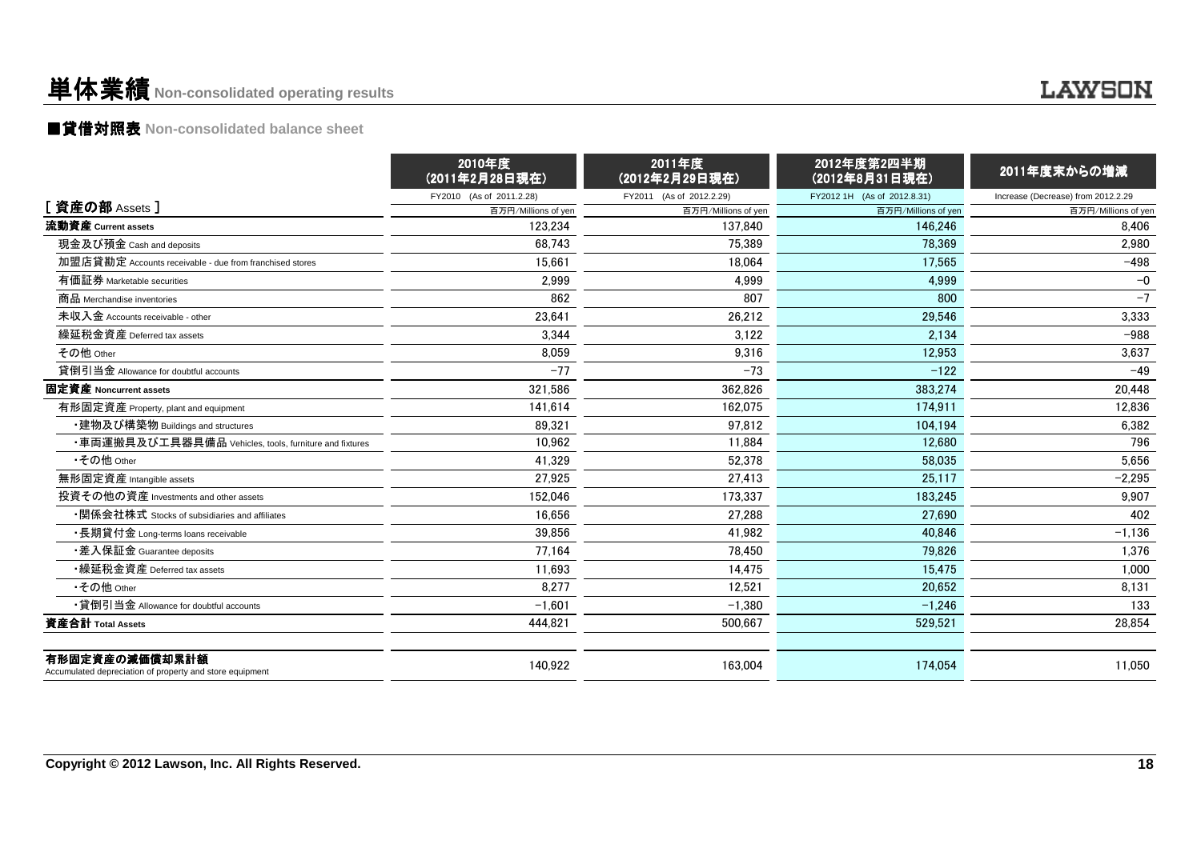# 単体業績 Non-consolidated operating results

## ■貸借対照表 Non-consolidated balance sheet

| [ 資産の部 Assets ] | 2010年度（2011年2月28日現在）<br>FY2010 (As of 2011.2.28)<br>百万円/Millions of yen | 2011年度（2012年2月29日現在）<br>FY2011 (As of 2012.2.29)<br>百万円/Millions of yen | 2012年度第2四半期（2012年8月31日現在）<br>FY2012 1H (As of 2012.8.31)<br>百万円/Millions of yen | 2011年度末からの増減<br>Increase (Decrease) from 2012.2.29<br>百万円/Millions of yen |
|---|---|---|---|---|
| **流動資産 Current assets** | 123,234 | 137,840 | 146,246 | 8,406 |
| 現金及び預金 Cash and deposits | 68,743 | 75,389 | 78,369 | 2,980 |
| 加盟店貸勘定 Accounts receivable - due from franchised stores | 15,661 | 18,064 | 17,565 | −498 |
| 有価証券 Marketable securities | 2,999 | 4,999 | 4,999 | −0 |
| 商品 Merchandise inventories | 862 | 807 | 800 | −7 |
| 未収入金 Accounts receivable - other | 23,641 | 26,212 | 29,546 | 3,333 |
| 繰延税金資産 Deferred tax assets | 3,344 | 3,122 | 2,134 | −988 |
| その他 Other | 8,059 | 9,316 | 12,953 | 3,637 |
| 貸倒引当金 Allowance for doubtful accounts | −77 | −73 | −122 | −49 |
| **固定資産 Noncurrent assets** | 321,586 | 362,826 | 383,274 | 20,448 |
| 有形固定資産 Property, plant and equipment | 141,614 | 162,075 | 174,911 | 12,836 |
| ・建物及び構築物 Buildings and structures | 89,321 | 97,812 | 104,194 | 6,382 |
| ・車両運搬具及び工具器具備品 Vehicles, tools, furniture and fixtures | 10,962 | 11,884 | 12,680 | 796 |
| ・その他 Other | 41,329 | 52,378 | 58,035 | 5,656 |
| 無形固定資産 Intangible assets | 27,925 | 27,413 | 25,117 | −2,295 |
| 投資その他の資産 Investments and other assets | 152,046 | 173,337 | 183,245 | 9,907 |
| ・関係会社株式 Stocks of subsidiaries and affiliates | 16,656 | 27,288 | 27,690 | 402 |
| ・長期貸付金 Long-terms loans receivable | 39,856 | 41,982 | 40,846 | −1,136 |
| ・差入保証金 Guarantee deposits | 77,164 | 78,450 | 79,826 | 1,376 |
| ・繰延税金資産 Deferred tax assets | 11,693 | 14,475 | 15,475 | 1,000 |
| ・その他 Other | 8,277 | 12,521 | 20,652 | 8,131 |
| ・貸倒引当金 Allowance for doubtful accounts | −1,601 | −1,380 | −1,246 | 133 |
| **資産合計 Total Assets** | 444,821 | 500,667 | 529,521 | 28,854 |
| | | | | |
| **有形固定資産の減価償却累計額** Accumulated depreciation of property and store equipment | 140,922 | 163,004 | 174,054 | 11,050 |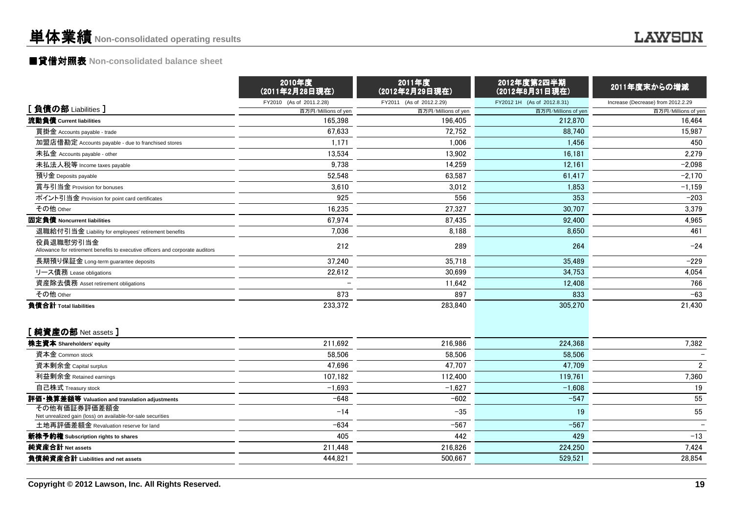# 単体業績 Non-consolidated operating results

## ■貸借対照表 Non-consolidated balance sheet

| | 2010年度（2011年2月28日現在） | 2011年度（2012年2月29日現在） | 2012年度第2四半期（2012年8月31日現在） | 2011年度末からの増減 |
|---|---|---|---|---|
| | FY2010 (As of 2011.2.28) | FY2011 (As of 2012.2.29) | FY2012 1H (As of 2012.8.31) | Increase (Decrease) from 2012.2.29 |
| **[ 負債の部 Liabilities ]** | 百万円/Millions of yen | 百万円/Millions of yen | 百万円/Millions of yen | 百万円/Millions of yen |
| **流動負債 Current liabilities** | 165,398 | 196,405 | 212,870 | 16,464 |
| 買掛金 Accounts payable - trade | 67,633 | 72,752 | 88,740 | 15,987 |
| 加盟店借勘定 Accounts payable - due to franchised stores | 1,171 | 1,006 | 1,456 | 450 |
| 未払金 Accounts payable - other | 13,534 | 13,902 | 16,181 | 2,279 |
| 未払法人税等 Income taxes payable | 9,738 | 14,259 | 12,161 | −2,098 |
| 預り金 Deposits payable | 52,548 | 63,587 | 61,417 | −2,170 |
| 賞与引当金 Provision for bonuses | 3,610 | 3,012 | 1,853 | −1,159 |
| ポイント引当金 Provision for point card certificates | 925 | 556 | 353 | −203 |
| その他 Other | 16,235 | 27,327 | 30,707 | 3,379 |
| **固定負債 Noncurrent liabilities** | 67,974 | 87,435 | 92,400 | 4,965 |
| 退職給付引当金 Liability for employees' retirement benefits | 7,036 | 8,188 | 8,650 | 461 |
| 役員退職慰労引当金 Allowance for retirement benefits to executive officers and corporate auditors | 212 | 289 | 264 | −24 |
| 長期預り保証金 Long-term guarantee deposits | 37,240 | 35,718 | 35,489 | −229 |
| リース債務 Lease obligations | 22,612 | 30,699 | 34,753 | 4,054 |
| 資産除去債務 Asset retirement obligations | − | 11,642 | 12,408 | 766 |
| その他 Other | 873 | 897 | 833 | −63 |
| **負債合計 Total liabilities** | 233,372 | 283,840 | 305,270 | 21,430 |
| **[ 純資産の部 Net assets ]** | | | | |
| **株主資本 Shareholders' equity** | 211,692 | 216,986 | 224,368 | 7,382 |
| 資本金 Common stock | 58,506 | 58,506 | 58,506 | − |
| 資本剰余金 Capital surplus | 47,696 | 47,707 | 47,709 | 2 |
| 利益剰余金 Retained earnings | 107,182 | 112,400 | 119,761 | 7,360 |
| 自己株式 Treasury stock | −1,693 | −1,627 | −1,608 | 19 |
| **評価・換算差額等 Valuation and translation adjustments** | −648 | −602 | −547 | 55 |
| その他有価証券評価差額金 Net unrealized gain (loss) on available-for-sale securities | −14 | −35 | 19 | 55 |
| 土地再評価差額金 Revaluation reserve for land | −634 | −567 | −567 | − |
| **新株予約権 Subscription rights to shares** | 405 | 442 | 429 | −13 |
| **純資産合計 Net assets** | 211,448 | 216,826 | 224,250 | 7,424 |
| **負債純資産合計 Liabilities and net assets** | 444,821 | 500,667 | 529,521 | 28,854 |

Copyright © 2012 Lawson, Inc. All Rights Reserved.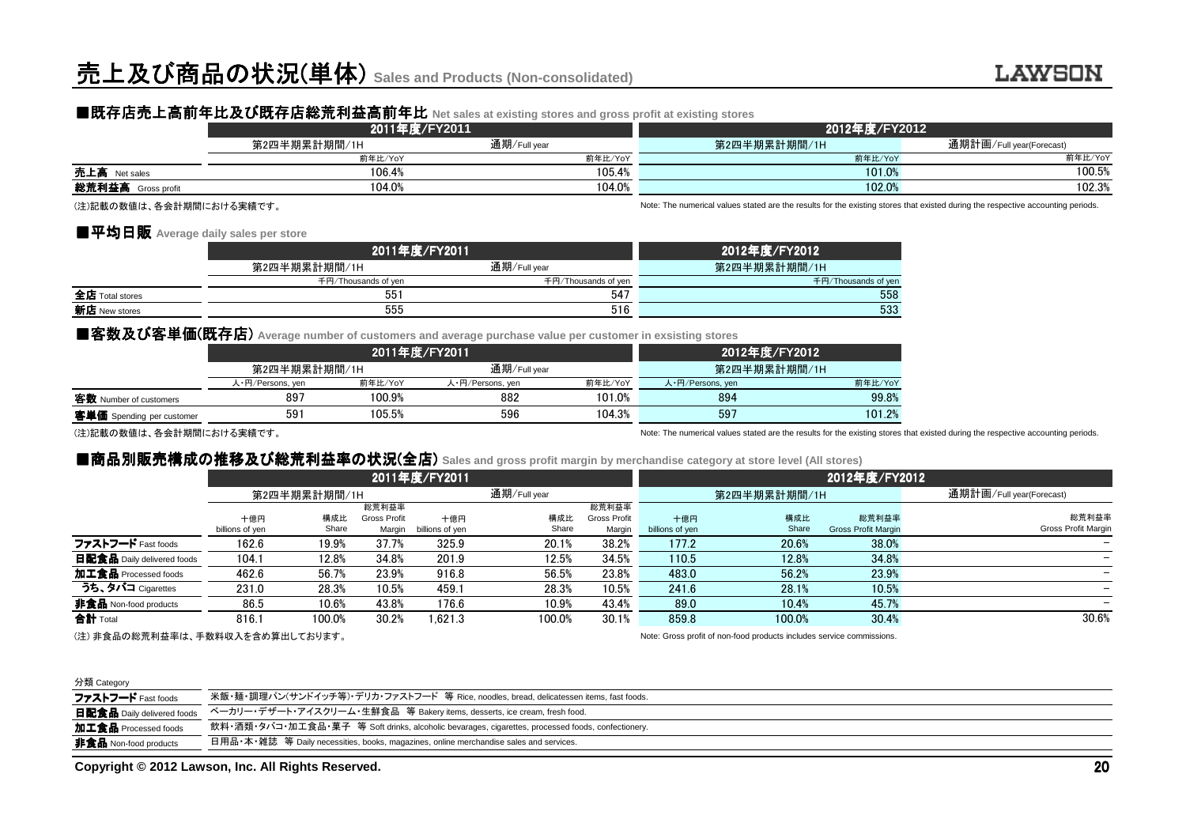# 売上及び商品の状況(単体) Sales and Products (Non-consolidated)

## ■既存店売上高前年比及び既存店総荒利益高前年比 Net sales at existing stores and gross profit at existing stores

| | 2011年度/FY2011 | | 2012年度/FY2012 | |
|---|---|---|---|---|
| | 第2四半期累計期間/1H | 通期/Full year | 第2四半期累計期間/1H | 通期計画/Full year(Forecast) |
| | 前年比/YoY | 前年比/YoY | 前年比/YoY | 前年比/YoY |
| 売上高 Net sales | 106.4% | 105.4% | 101.0% | 100.5% |
| 総荒利益高 Gross profit | 104.0% | 104.0% | 102.0% | 102.3% |

(注)記載の数値は、各会計期間における実績です。

Note: The numerical values stated are the results for the existing stores that existed during the respective accounting periods.

## ■平均日販 Average daily sales per store

| | 2011年度/FY2011 | | 2012年度/FY2012 |
|---|---|---|---|
| | 第2四半期累計期間/1H | 通期/Full year | 第2四半期累計期間/1H |
| | 千円/Thousands of yen | 千円/Thousands of yen | 千円/Thousands of yen |
| 全店 Total stores | 551 | 547 | 558 |
| 新店 New stores | 555 | 516 | 533 |

## ■客数及び客単価(既存店) Average number of customers and average purchase value per customer in exsisting stores

| | 2011年度/FY2011 | | | | 2012年度/FY2012 | |
|---|---|---|---|---|---|---|
| | 第2四半期累計期間/1H | | 通期/Full year | | 第2四半期累計期間/1H | |
| | 人・円/Persons, yen | 前年比/YoY | 人・円/Persons, yen | 前年比/YoY | 人・円/Persons, yen | 前年比/YoY |
| 客数 Number of customers | 897 | 100.9% | 882 | 101.0% | 894 | 99.8% |
| 客単価 Spending per customer | 591 | 105.5% | 596 | 104.3% | 597 | 101.2% |

(注)記載の数値は、各会計期間における実績です。

Note: The numerical values stated are the results for the existing stores that existed during the respective accounting periods.

## ■商品別販売構成の推移及び総荒利益率の状況(全店) Sales and gross profit margin by merchandise category at store level (All stores)

| | 2011年度/FY2011 | | | | | | 2012年度/FY2012 | | | |
|---|---|---|---|---|---|---|---|---|---|---|
| | 第2四半期累計期間/1H | | | 通期/Full year | | | 第2四半期累計期間/1H | | | 通期計画/Full year(Forecast) |
| | 十億円 billions of yen | 構成比 Share | 総荒利益率 Gross Profit Margin | 十億円 billions of yen | 構成比 Share | 総荒利益率 Gross Profit Margin | 十億円 billions of yen | 構成比 Share | 総荒利益率 Gross Profit Margin | 総荒利益率 Gross Profit Margin |
| ファストフード Fast foods | 162.6 | 19.9% | 37.7% | 325.9 | 20.1% | 38.2% | 177.2 | 20.6% | 38.0% | − |
| 日配食品 Daily delivered foods | 104.1 | 12.8% | 34.8% | 201.9 | 12.5% | 34.5% | 110.5 | 12.8% | 34.8% | − |
| 加工食品 Processed foods | 462.6 | 56.7% | 23.9% | 916.8 | 56.5% | 23.8% | 483.0 | 56.2% | 23.9% | − |
| うち、タバコ Cigarettes | 231.0 | 28.3% | 10.5% | 459.1 | 28.3% | 10.5% | 241.6 | 28.1% | 10.5% | − |
| 非食品 Non-food products | 86.5 | 10.6% | 43.8% | 176.6 | 10.9% | 43.4% | 89.0 | 10.4% | 45.7% | − |
| 合計 Total | 816.1 | 100.0% | 30.2% | 1,621.3 | 100.0% | 30.1% | 859.8 | 100.0% | 30.4% | 30.6% |

(注) 非食品の総荒利益率は、手数料収入を含め算出しております。

Note: Gross profit of non-food products includes service commissions.

| 分類 Category | |
|---|---|
| ファストフード Fast foods | 米飯・麺・調理パン(サンドイッチ等)・デリカ・ファストフード　等 Rice, noodles, bread, delicatessen items, fast foods. |
| 日配食品 Daily delivered foods | ベーカリー・デザート・アイスクリーム・生鮮食品　等 Bakery items, desserts, ice cream, fresh food. |
| 加工食品 Processed foods | 飲料・酒類・タバコ・加工食品・菓子　等 Soft drinks, alcoholic bevarages, cigarettes, processed foods, confectionery. |
| 非食品 Non-food products | 日用品・本・雑誌　等 Daily necessities, books, magazines, online merchandise sales and services. |

Copyright © 2012 Lawson, Inc. All Rights Reserved.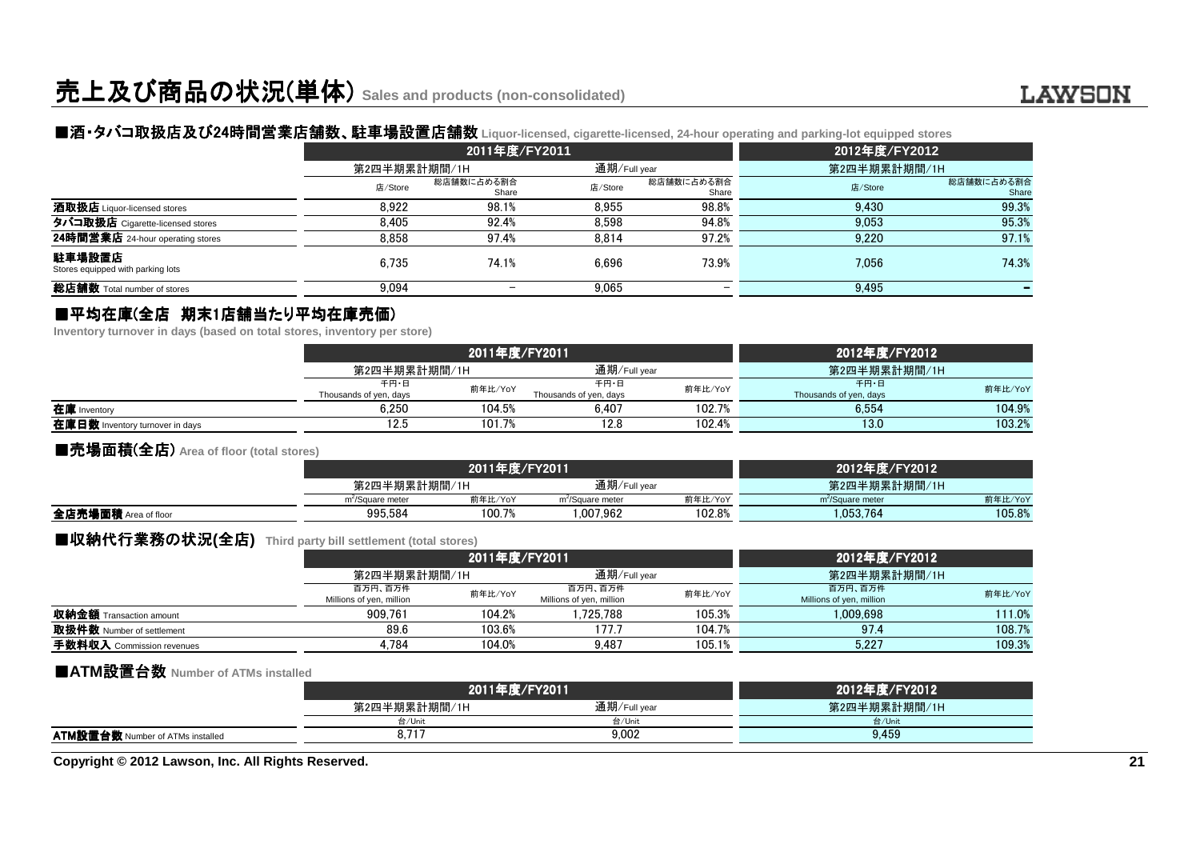# 売上及び商品の状況(単体) Sales and products (non-consolidated)

LAWSON

## ■酒・タバコ取扱店及び24時間営業店舗数、駐車場設置店舗数 Liquor-licensed, cigarette-licensed, 24-hour operating and parking-lot equipped stores

| | 2011年度/FY2011 | | | | 2012年度/FY2012 | |
|---|---|---|---|---|---|---|
| | 第2四半期累計期間/1H | | 通期/Full year | | 第2四半期累計期間/1H | |
| | 店/Store | 総店舗数に占める割合 Share | 店/Store | 総店舗数に占める割合 Share | 店/Store | 総店舗数に占める割合 Share |
| **酒取扱店** Liquor-licensed stores | 8,922 | 98.1% | 8,955 | 98.8% | 9,430 | 99.3% |
| **タバコ取扱店** Cigarette-licensed stores | 8,405 | 92.4% | 8,598 | 94.8% | 9,053 | 95.3% |
| **24時間営業店** 24-hour operating stores | 8,858 | 97.4% | 8,814 | 97.2% | 9,220 | 97.1% |
| **駐車場設置店** Stores equipped with parking lots | 6,735 | 74.1% | 6,696 | 73.9% | 7,056 | 74.3% |
| **総店舗数** Total number of stores | 9,094 | – | 9,065 | – | 9,495 | – |

## ■平均在庫(全店 期末1店舗当たり平均在庫売価)

**Inventory turnover in days (based on total stores, inventory per store)**

| | 2011年度/FY2011 | | | | 2012年度/FY2012 | |
|---|---|---|---|---|---|---|
| | 第2四半期累計期間/1H | | 通期/Full year | | 第2四半期累計期間/1H | |
| | 千円・日 Thousands of yen, days | 前年比/YoY | 千円・日 Thousands of yen, days | 前年比/YoY | 千円・日 Thousands of yen, days | 前年比/YoY |
| **在庫** Inventory | 6,250 | 104.5% | 6,407 | 102.7% | 6,554 | 104.9% |
| **在庫日数** Inventory turnover in days | 12.5 | 101.7% | 12.8 | 102.4% | 13.0 | 103.2% |

## ■売場面積(全店) Area of floor (total stores)

| | 2011年度/FY2011 | | | | 2012年度/FY2012 | |
|---|---|---|---|---|---|---|
| | 第2四半期累計期間/1H | | 通期/Full year | | 第2四半期累計期間/1H | |
| | $m^2$/Square meter | 前年比/YoY | $m^2$/Square meter | 前年比/YoY | $m^2$/Square meter | 前年比/YoY |
| **全店売場面積** Area of floor | 995,584 | 100.7% | 1,007,962 | 102.8% | 1,053,764 | 105.8% |

## ■収納代行業務の状況(全店) Third party bill settlement (total stores)

| | 2011年度/FY2011 | | | | 2012年度/FY2012 | |
|---|---|---|---|---|---|---|
| | 第2四半期累計期間/1H | | 通期/Full year | | 第2四半期累計期間/1H | |
| | 百万円、百万件 Millions of yen, million | 前年比/YoY | 百万円、百万件 Millions of yen, million | 前年比/YoY | 百万円、百万件 Millions of yen, million | 前年比/YoY |
| **収納金額** Transaction amount | 909,761 | 104.2% | 1,725,788 | 105.3% | 1,009,698 | 111.0% |
| **取扱件数** Number of settlement | 89.6 | 103.6% | 177.7 | 104.7% | 97.4 | 108.7% |
| **手数料収入** Commission revenues | 4,784 | 104.0% | 9,487 | 105.1% | 5,227 | 109.3% |

## ■ATM設置台数 Number of ATMs installed

| | 2011年度/FY2011 | | 2012年度/FY2012 |
|---|---|---|---|
| | 第2四半期累計期間/1H | 通期/Full year | 第2四半期累計期間/1H |
| | 台/Unit | 台/Unit | 台/Unit |
| **ATM設置台数** Number of ATMs installed | 8,717 | 9,002 | 9,459 |

**Copyright © 2012 Lawson, Inc. All Rights Reserved.**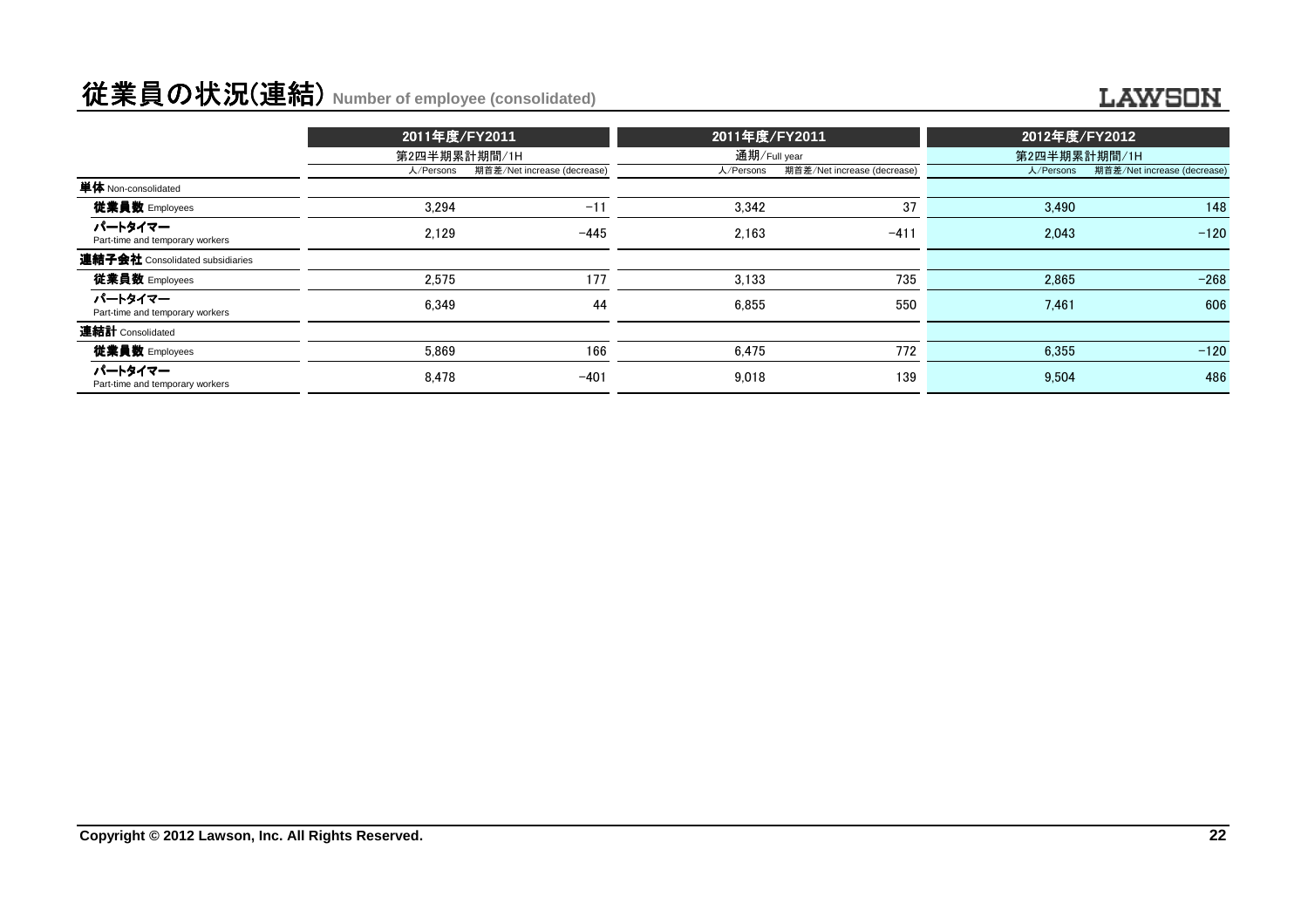# 従業員の状況(連結) Number of employee (consolidated)

| | 2011年度/FY2011 | | 2011年度/FY2011 | | 2012年度/FY2012 | |
|---|---|---|---|---|---|---|
| | 第2四半期累計期間/1H | | 通期/Full year | | 第2四半期累計期間/1H | |
| | 人/Persons | 期首差/Net increase (decrease) | 人/Persons | 期首差/Net increase (decrease) | 人/Persons | 期首差/Net increase (decrease) |
| **単体** Non-consolidated | | | | | | |
| **従業員数** Employees | 3,294 | −11 | 3,342 | 37 | 3,490 | 148 |
| **パートタイマー** Part-time and temporary workers | 2,129 | −445 | 2,163 | −411 | 2,043 | −120 |
| **連結子会社** Consolidated subsidiaries | | | | | | |
| **従業員数** Employees | 2,575 | 177 | 3,133 | 735 | 2,865 | −268 |
| **パートタイマー** Part-time and temporary workers | 6,349 | 44 | 6,855 | 550 | 7,461 | 606 |
| **連結計** Consolidated | | | | | | |
| **従業員数** Employees | 5,869 | 166 | 6,475 | 772 | 6,355 | −120 |
| **パートタイマー** Part-time and temporary workers | 8,478 | −401 | 9,018 | 139 | 9,504 | 486 |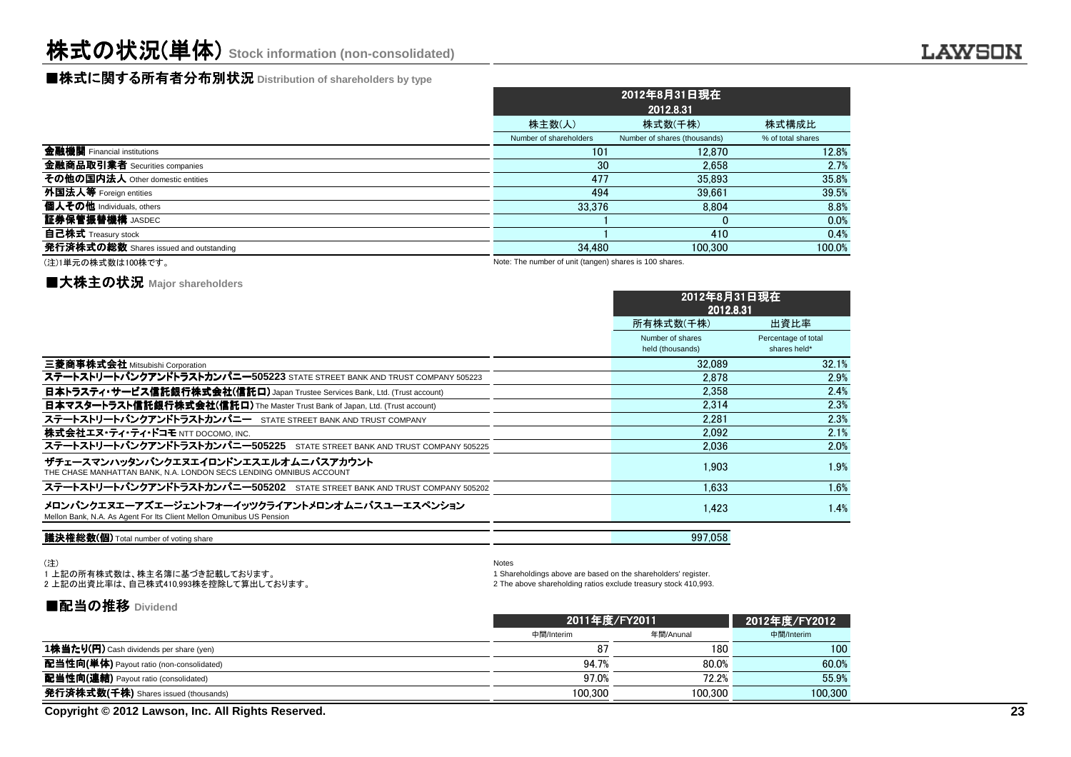# 株式の状況(単体) Stock information (non-consolidated)

## ■株式に関する所有者分布別状況 Distribution of shareholders by type

| | 2012年8月31日現在 2012.8.31 | | |
|---|---|---|---|
| | 株主数(人) Number of shareholders | 株式数(千株) Number of shares (thousands) | 株式構成比 % of total shares |
| **金融機関** Financial institutions | 101 | 12,870 | 12.8% |
| **金融商品取引業者** Securities companies | 30 | 2,658 | 2.7% |
| **その他の国内法人** Other domestic entities | 477 | 35,893 | 35.8% |
| **外国法人等** Foreign entities | 494 | 39,661 | 39.5% |
| **個人その他** Individuals, others | 33,376 | 8,804 | 8.8% |
| **証券保管振替機構** JASDEC | 1 | 0 | 0.0% |
| **自己株式** Treasury stock | 1 | 410 | 0.4% |
| **発行済株式の総数** Shares issued and outstanding | 34,480 | 100,300 | 100.0% |

(注)1単元の株式数は100株です。
Note: The number of unit (tangen) shares is 100 shares.

## ■大株主の状況 Major shareholders

| | 2012年8月31日現在 2012.8.31 | |
|---|---|---|
| | 所有株式数(千株) Number of shares held (thousands) | 出資比率 Percentage of total shares held* |
| **三菱商事株式会社** Mitsubishi Corporation | 32,089 | 32.1% |
| **ステートストリートバンクアンドトラストカンパニー505223** STATE STREET BANK AND TRUST COMPANY 505223 | 2,878 | 2.9% |
| **日本トラスティ・サービス信託銀行株式会社(信託口)** Japan Trustee Services Bank, Ltd. (Trust account) | 2,358 | 2.4% |
| **日本マスタートラスト信託銀行株式会社(信託口)** The Master Trust Bank of Japan, Ltd. (Trust account) | 2,314 | 2.3% |
| **ステートストリートバンクアンドトラストカンパニー** STATE STREET BANK AND TRUST COMPANY | 2,281 | 2.3% |
| **株式会社エヌ・ティ・ティ・ドコモ** NTT DOCOMO, INC. | 2,092 | 2.1% |
| **ステートストリートバンクアンドトラストカンパニー505225** STATE STREET BANK AND TRUST COMPANY 505225 | 2,036 | 2.0% |
| **ザチェースマンハッタンバンクエヌエイロンドンエスエルオムニバスアカウント** THE CHASE MANHATTAN BANK, N.A. LONDON SECS LENDING OMNIBUS ACCOUNT | 1,903 | 1.9% |
| **ステートストリートバンクアンドトラストカンパニー505202** STATE STREET BANK AND TRUST COMPANY 505202 | 1,633 | 1.6% |
| **メロンバンクエヌエーアズエージェントフォーイッツクライアントメロンオムニバスユーエスペンション** Mellon Bank, N.A. As Agent For Its Client Mellon Omunibus US Pension | 1,423 | 1.4% |
| **議決権総数(個)** Total number of voting share | 997,058 | |

(注)
1 上記の所有株式数は、株主名簿に基づき記載しております。
2 上記の出資比率は、自己株式410,993株を控除して算出しております。

Notes
1 Shareholdings above are based on the shareholders' register.
2 The above shareholding ratios exclude treasury stock 410,993.

## ■配当の推移 Dividend

| | 2011年度/FY2011 | | 2012年度/FY2012 |
|---|---|---|---|
| | 中間/Interim | 年間/Anunal | 中間/Interim |
| **1株当たり(円)** Cash dividends per share (yen) | 87 | 180 | 100 |
| **配当性向(単体)** Payout ratio (non-consolidated) | 94.7% | 80.0% | 60.0% |
| **配当性向(連結)** Payout ratio (consolidated) | 97.0% | 72.2% | 55.9% |
| **発行済株式数(千株)** Shares issued (thousands) | 100,300 | 100,300 | 100,300 |

Copyright © 2012 Lawson, Inc. All Rights Reserved.